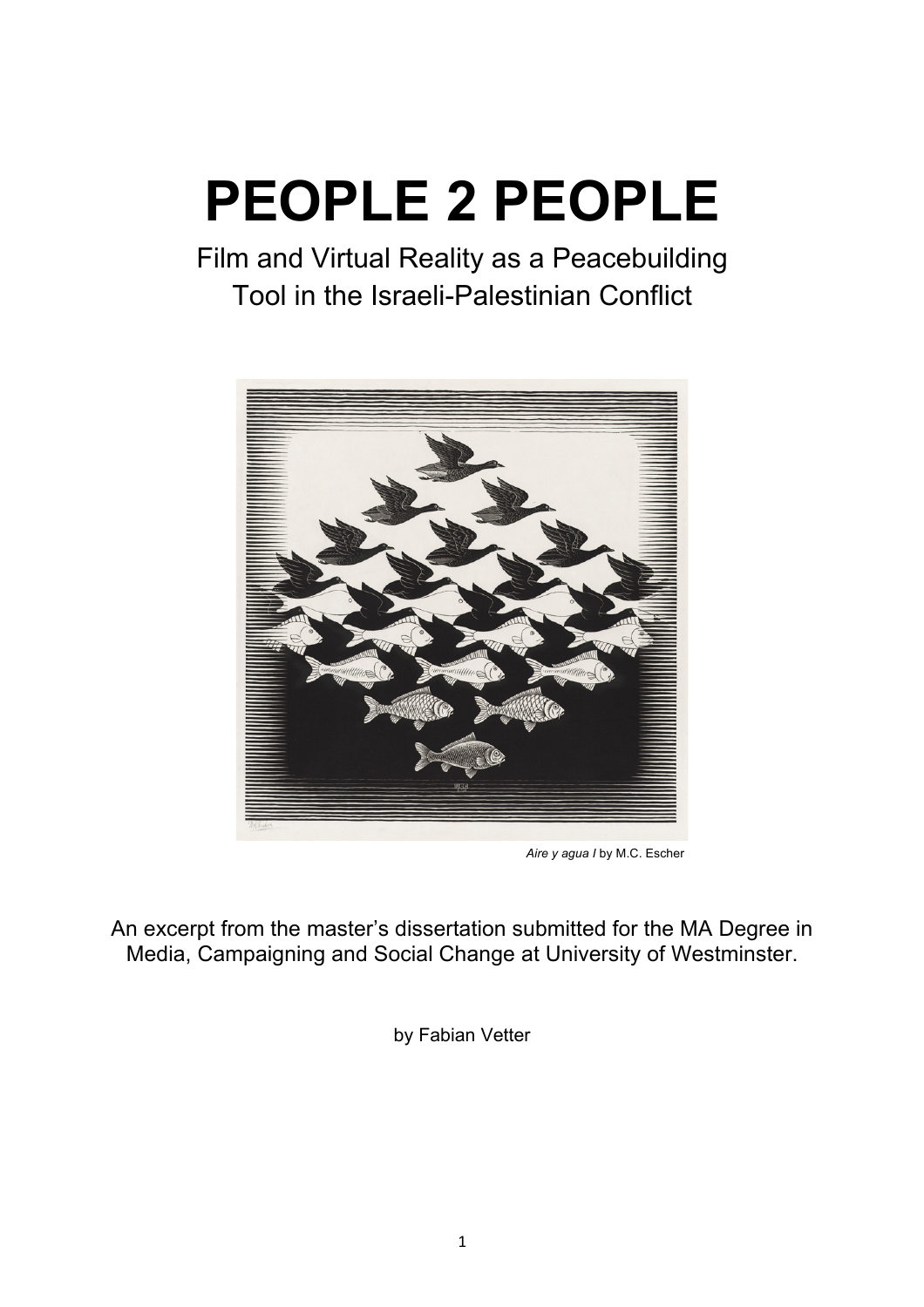# PEOPLE 2 PEOPLE

Film and Virtual Reality as a Peacebuilding Tool in the Israeli-Palestinian Conflict

*Aire y agua I* by M.C. Escher

An excerpt from the master's dissertation submitted for the MA Degree in Media, Campaigning and Social Change at University of Westminster.

by Fabian Vetter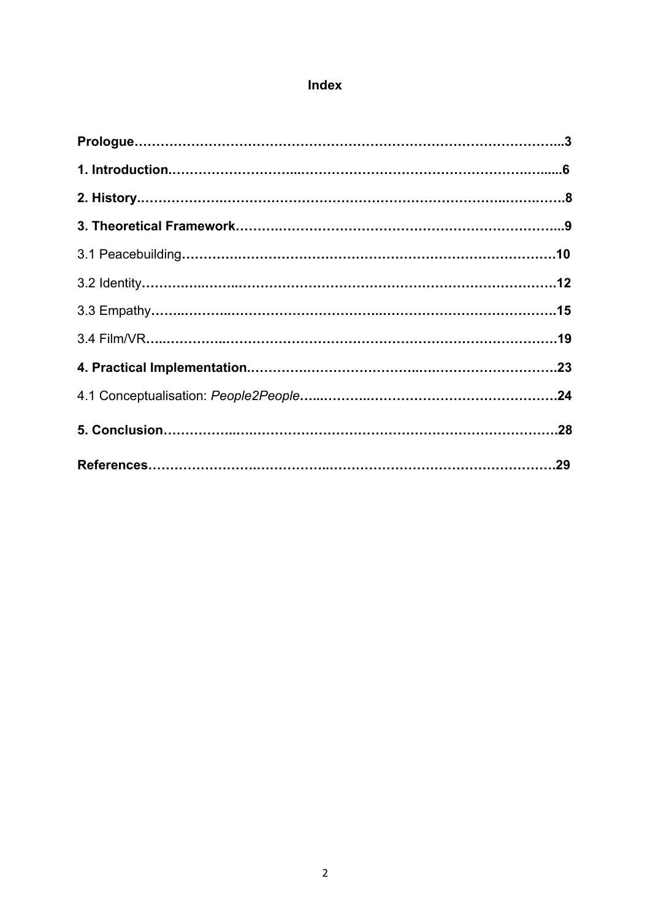# Index

**Prologue**……………………………………………………………………………………..**3**

**1. Introduction**……………………………………………………………………………......**6**

**2. History**………………………………………………………………………………………**8**

**3. Theoretical Framework**……………………………………………………………………...**9**

3.1 Peacebuilding……………………………………………………………………………**10**

3.2 Identity……………………………………………………………………………………**12**

3.3 Empathy…………………………………………………………………………………**15**

3.4 Film/VR…………………………………………………………………………………**19**

**4. Practical Implementation**…………………………………………………………………**23**

4.1 Conceptualisation: *People2People*…………………………………………………………**24**

**5. Conclusion**…………………………………………………………………………………**28**

**References**…………………………………………………………………………………**29**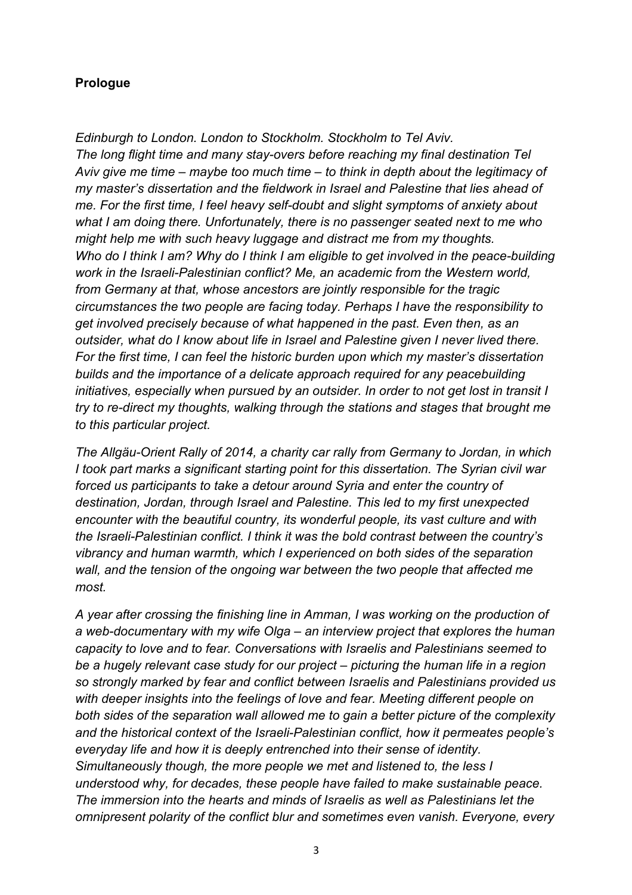**Prologue**

*Edinburgh to London. London to Stockholm. Stockholm to Tel Aviv.*
*The long flight time and many stay-overs before reaching my final destination Tel Aviv give me time – maybe too much time – to think in depth about the legitimacy of my master's dissertation and the fieldwork in Israel and Palestine that lies ahead of me. For the first time, I feel heavy self-doubt and slight symptoms of anxiety about what I am doing there. Unfortunately, there is no passenger seated next to me who might help me with such heavy luggage and distract me from my thoughts.*
*Who do I think I am? Why do I think I am eligible to get involved in the peace-building work in the Israeli-Palestinian conflict? Me, an academic from the Western world, from Germany at that, whose ancestors are jointly responsible for the tragic circumstances the two people are facing today. Perhaps I have the responsibility to get involved precisely because of what happened in the past. Even then, as an outsider, what do I know about life in Israel and Palestine given I never lived there. For the first time, I can feel the historic burden upon which my master's dissertation builds and the importance of a delicate approach required for any peacebuilding initiatives, especially when pursued by an outsider. In order to not get lost in transit I try to re-direct my thoughts, walking through the stations and stages that brought me to this particular project.*

*The Allgäu-Orient Rally of 2014, a charity car rally from Germany to Jordan, in which I took part marks a significant starting point for this dissertation. The Syrian civil war forced us participants to take a detour around Syria and enter the country of destination, Jordan, through Israel and Palestine. This led to my first unexpected encounter with the beautiful country, its wonderful people, its vast culture and with the Israeli-Palestinian conflict. I think it was the bold contrast between the country's vibrancy and human warmth, which I experienced on both sides of the separation wall, and the tension of the ongoing war between the two people that affected me most.*

*A year after crossing the finishing line in Amman, I was working on the production of a web-documentary with my wife Olga – an interview project that explores the human capacity to love and to fear. Conversations with Israelis and Palestinians seemed to be a hugely relevant case study for our project – picturing the human life in a region so strongly marked by fear and conflict between Israelis and Palestinians provided us with deeper insights into the feelings of love and fear. Meeting different people on both sides of the separation wall allowed me to gain a better picture of the complexity and the historical context of the Israeli-Palestinian conflict, how it permeates people's everyday life and how it is deeply entrenched into their sense of identity. Simultaneously though, the more people we met and listened to, the less I understood why, for decades, these people have failed to make sustainable peace. The immersion into the hearts and minds of Israelis as well as Palestinians let the omnipresent polarity of the conflict blur and sometimes even vanish. Everyone, every*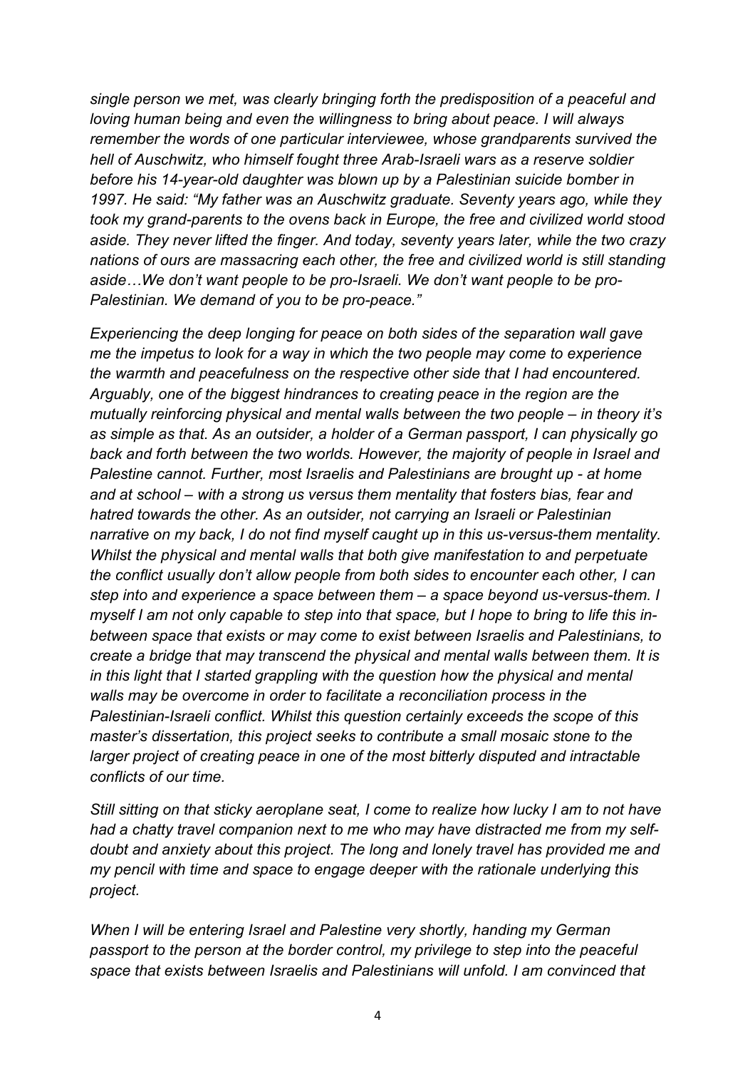*single person we met, was clearly bringing forth the predisposition of a peaceful and loving human being and even the willingness to bring about peace. I will always remember the words of one particular interviewee, whose grandparents survived the hell of Auschwitz, who himself fought three Arab-Israeli wars as a reserve soldier before his 14-year-old daughter was blown up by a Palestinian suicide bomber in 1997. He said: "My father was an Auschwitz graduate. Seventy years ago, while they took my grand-parents to the ovens back in Europe, the free and civilized world stood aside. They never lifted the finger. And today, seventy years later, while the two crazy nations of ours are massacring each other, the free and civilized world is still standing aside…We don't want people to be pro-Israeli. We don't want people to be pro-Palestinian. We demand of you to be pro-peace."*

*Experiencing the deep longing for peace on both sides of the separation wall gave me the impetus to look for a way in which the two people may come to experience the warmth and peacefulness on the respective other side that I had encountered. Arguably, one of the biggest hindrances to creating peace in the region are the mutually reinforcing physical and mental walls between the two people – in theory it's as simple as that. As an outsider, a holder of a German passport, I can physically go back and forth between the two worlds. However, the majority of people in Israel and Palestine cannot. Further, most Israelis and Palestinians are brought up - at home and at school – with a strong us versus them mentality that fosters bias, fear and hatred towards the other. As an outsider, not carrying an Israeli or Palestinian narrative on my back, I do not find myself caught up in this us-versus-them mentality. Whilst the physical and mental walls that both give manifestation to and perpetuate the conflict usually don't allow people from both sides to encounter each other, I can step into and experience a space between them – a space beyond us-versus-them. I myself I am not only capable to step into that space, but I hope to bring to life this in-between space that exists or may come to exist between Israelis and Palestinians, to create a bridge that may transcend the physical and mental walls between them. It is in this light that I started grappling with the question how the physical and mental walls may be overcome in order to facilitate a reconciliation process in the Palestinian-Israeli conflict. Whilst this question certainly exceeds the scope of this master's dissertation, this project seeks to contribute a small mosaic stone to the larger project of creating peace in one of the most bitterly disputed and intractable conflicts of our time.*

*Still sitting on that sticky aeroplane seat, I come to realize how lucky I am to not have had a chatty travel companion next to me who may have distracted me from my self-doubt and anxiety about this project. The long and lonely travel has provided me and my pencil with time and space to engage deeper with the rationale underlying this project.*

*When I will be entering Israel and Palestine very shortly, handing my German passport to the person at the border control, my privilege to step into the peaceful space that exists between Israelis and Palestinians will unfold. I am convinced that*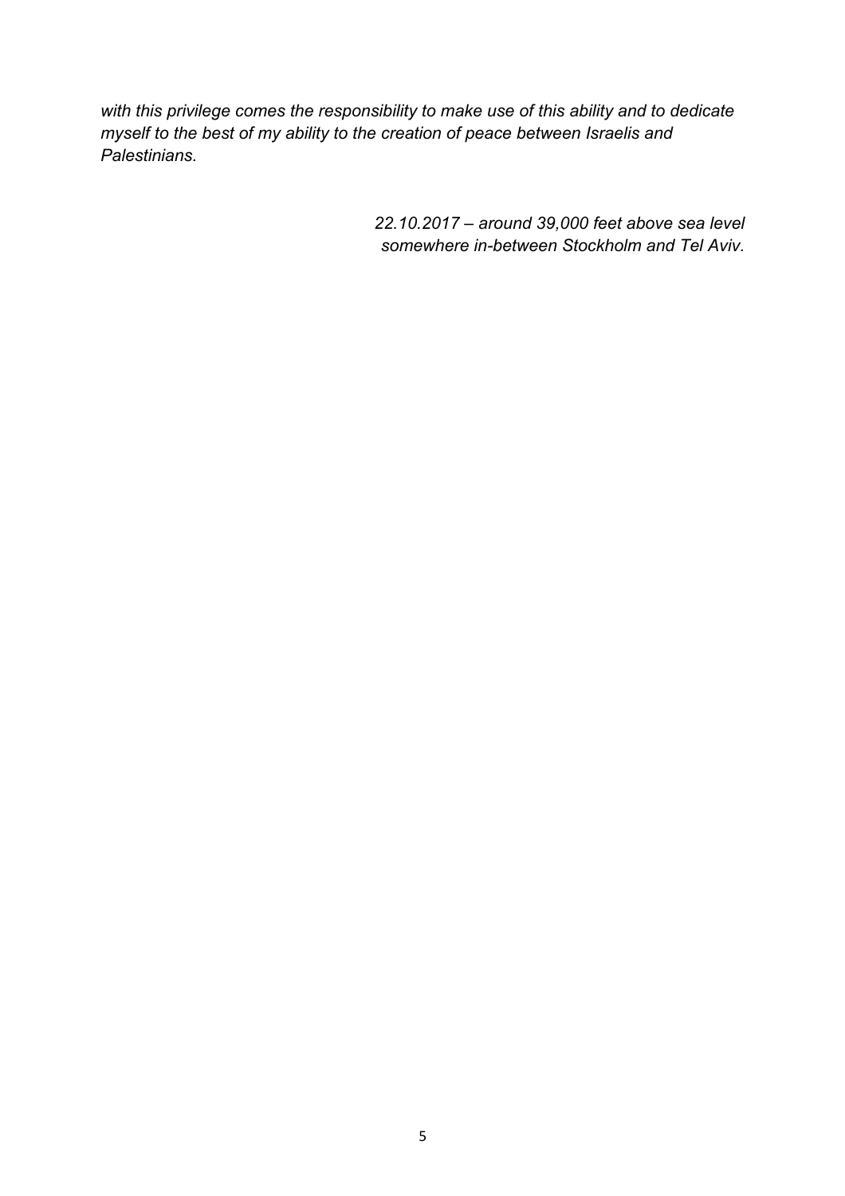*with this privilege comes the responsibility to make use of this ability and to dedicate myself to the best of my ability to the creation of peace between Israelis and Palestinians.*

*22.10.2017 – around 39,000 feet above sea level somewhere in-between Stockholm and Tel Aviv.*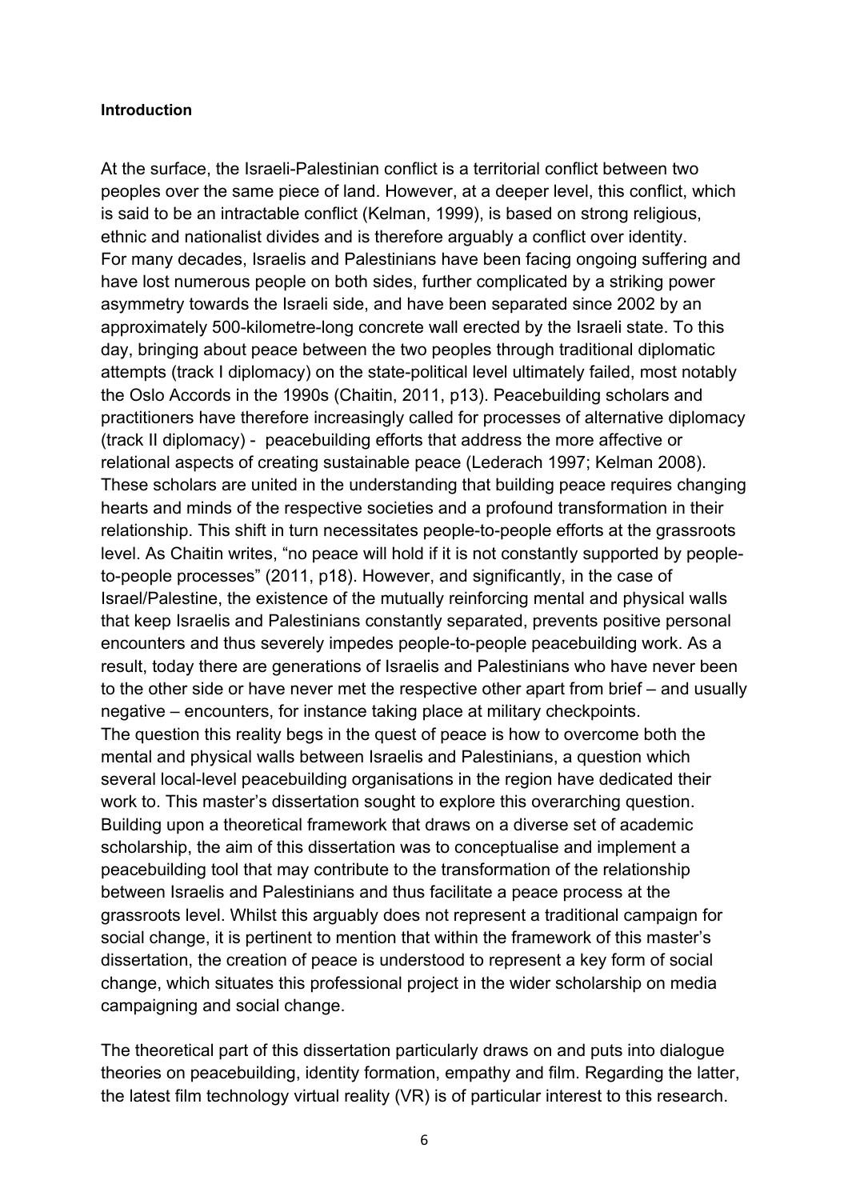**Introduction**

At the surface, the Israeli-Palestinian conflict is a territorial conflict between two peoples over the same piece of land. However, at a deeper level, this conflict, which is said to be an intractable conflict (Kelman, 1999), is based on strong religious, ethnic and nationalist divides and is therefore arguably a conflict over identity. For many decades, Israelis and Palestinians have been facing ongoing suffering and have lost numerous people on both sides, further complicated by a striking power asymmetry towards the Israeli side, and have been separated since 2002 by an approximately 500-kilometre-long concrete wall erected by the Israeli state. To this day, bringing about peace between the two peoples through traditional diplomatic attempts (track I diplomacy) on the state-political level ultimately failed, most notably the Oslo Accords in the 1990s (Chaitin, 2011, p13). Peacebuilding scholars and practitioners have therefore increasingly called for processes of alternative diplomacy (track II diplomacy) - peacebuilding efforts that address the more affective or relational aspects of creating sustainable peace (Lederach 1997; Kelman 2008). These scholars are united in the understanding that building peace requires changing hearts and minds of the respective societies and a profound transformation in their relationship. This shift in turn necessitates people-to-people efforts at the grassroots level. As Chaitin writes, "no peace will hold if it is not constantly supported by people-to-people processes" (2011, p18). However, and significantly, in the case of Israel/Palestine, the existence of the mutually reinforcing mental and physical walls that keep Israelis and Palestinians constantly separated, prevents positive personal encounters and thus severely impedes people-to-people peacebuilding work. As a result, today there are generations of Israelis and Palestinians who have never been to the other side or have never met the respective other apart from brief – and usually negative – encounters, for instance taking place at military checkpoints.
The question this reality begs in the quest of peace is how to overcome both the mental and physical walls between Israelis and Palestinians, a question which several local-level peacebuilding organisations in the region have dedicated their work to. This master's dissertation sought to explore this overarching question. Building upon a theoretical framework that draws on a diverse set of academic scholarship, the aim of this dissertation was to conceptualise and implement a peacebuilding tool that may contribute to the transformation of the relationship between Israelis and Palestinians and thus facilitate a peace process at the grassroots level. Whilst this arguably does not represent a traditional campaign for social change, it is pertinent to mention that within the framework of this master's dissertation, the creation of peace is understood to represent a key form of social change, which situates this professional project in the wider scholarship on media campaigning and social change.

The theoretical part of this dissertation particularly draws on and puts into dialogue theories on peacebuilding, identity formation, empathy and film. Regarding the latter, the latest film technology virtual reality (VR) is of particular interest to this research.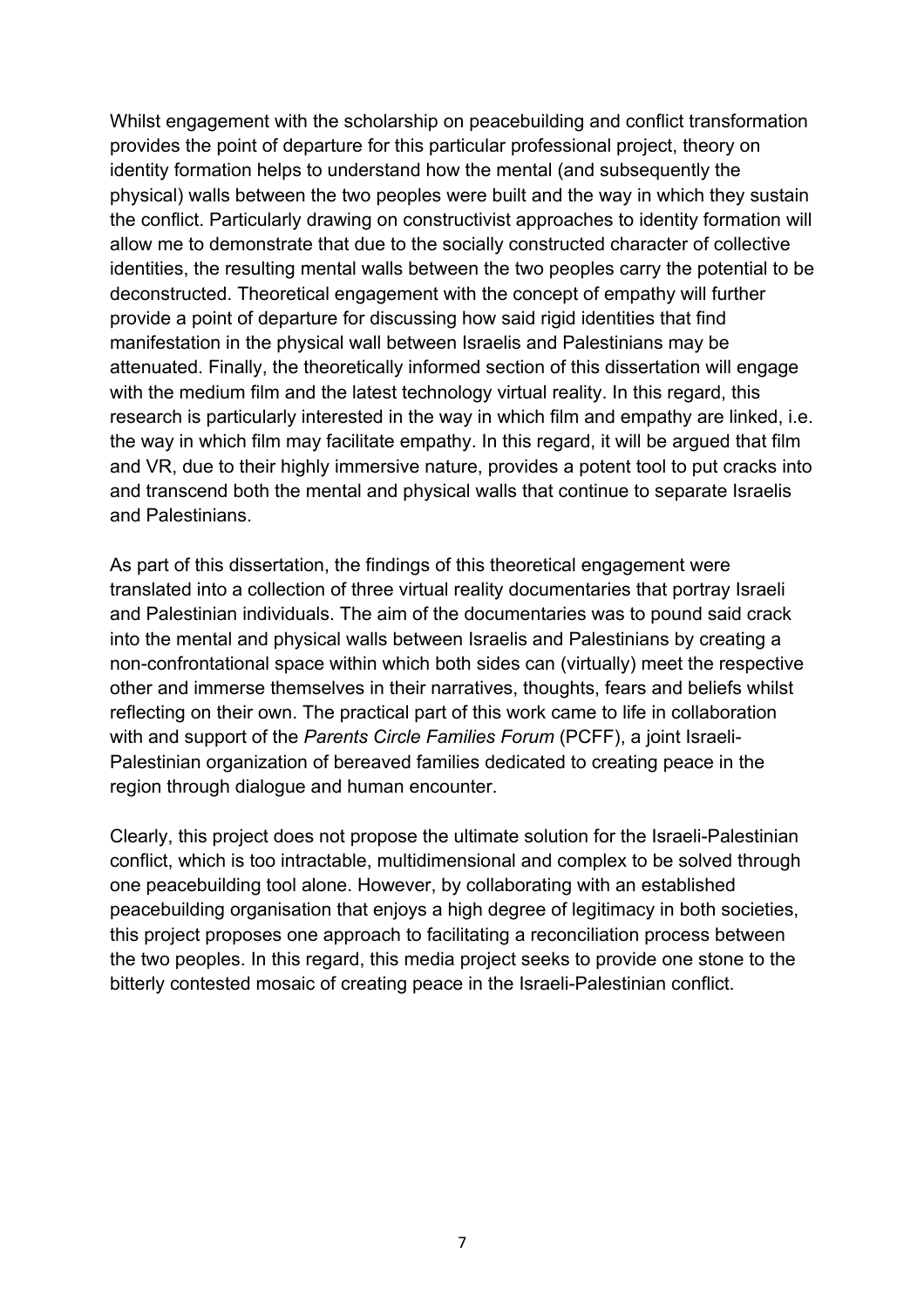Whilst engagement with the scholarship on peacebuilding and conflict transformation provides the point of departure for this particular professional project, theory on identity formation helps to understand how the mental (and subsequently the physical) walls between the two peoples were built and the way in which they sustain the conflict. Particularly drawing on constructivist approaches to identity formation will allow me to demonstrate that due to the socially constructed character of collective identities, the resulting mental walls between the two peoples carry the potential to be deconstructed. Theoretical engagement with the concept of empathy will further provide a point of departure for discussing how said rigid identities that find manifestation in the physical wall between Israelis and Palestinians may be attenuated. Finally, the theoretically informed section of this dissertation will engage with the medium film and the latest technology virtual reality. In this regard, this research is particularly interested in the way in which film and empathy are linked, i.e. the way in which film may facilitate empathy. In this regard, it will be argued that film and VR, due to their highly immersive nature, provides a potent tool to put cracks into and transcend both the mental and physical walls that continue to separate Israelis and Palestinians.

As part of this dissertation, the findings of this theoretical engagement were translated into a collection of three virtual reality documentaries that portray Israeli and Palestinian individuals. The aim of the documentaries was to pound said crack into the mental and physical walls between Israelis and Palestinians by creating a non-confrontational space within which both sides can (virtually) meet the respective other and immerse themselves in their narratives, thoughts, fears and beliefs whilst reflecting on their own. The practical part of this work came to life in collaboration with and support of the *Parents Circle Families Forum* (PCFF), a joint Israeli-Palestinian organization of bereaved families dedicated to creating peace in the region through dialogue and human encounter.

Clearly, this project does not propose the ultimate solution for the Israeli-Palestinian conflict, which is too intractable, multidimensional and complex to be solved through one peacebuilding tool alone. However, by collaborating with an established peacebuilding organisation that enjoys a high degree of legitimacy in both societies, this project proposes one approach to facilitating a reconciliation process between the two peoples. In this regard, this media project seeks to provide one stone to the bitterly contested mosaic of creating peace in the Israeli-Palestinian conflict.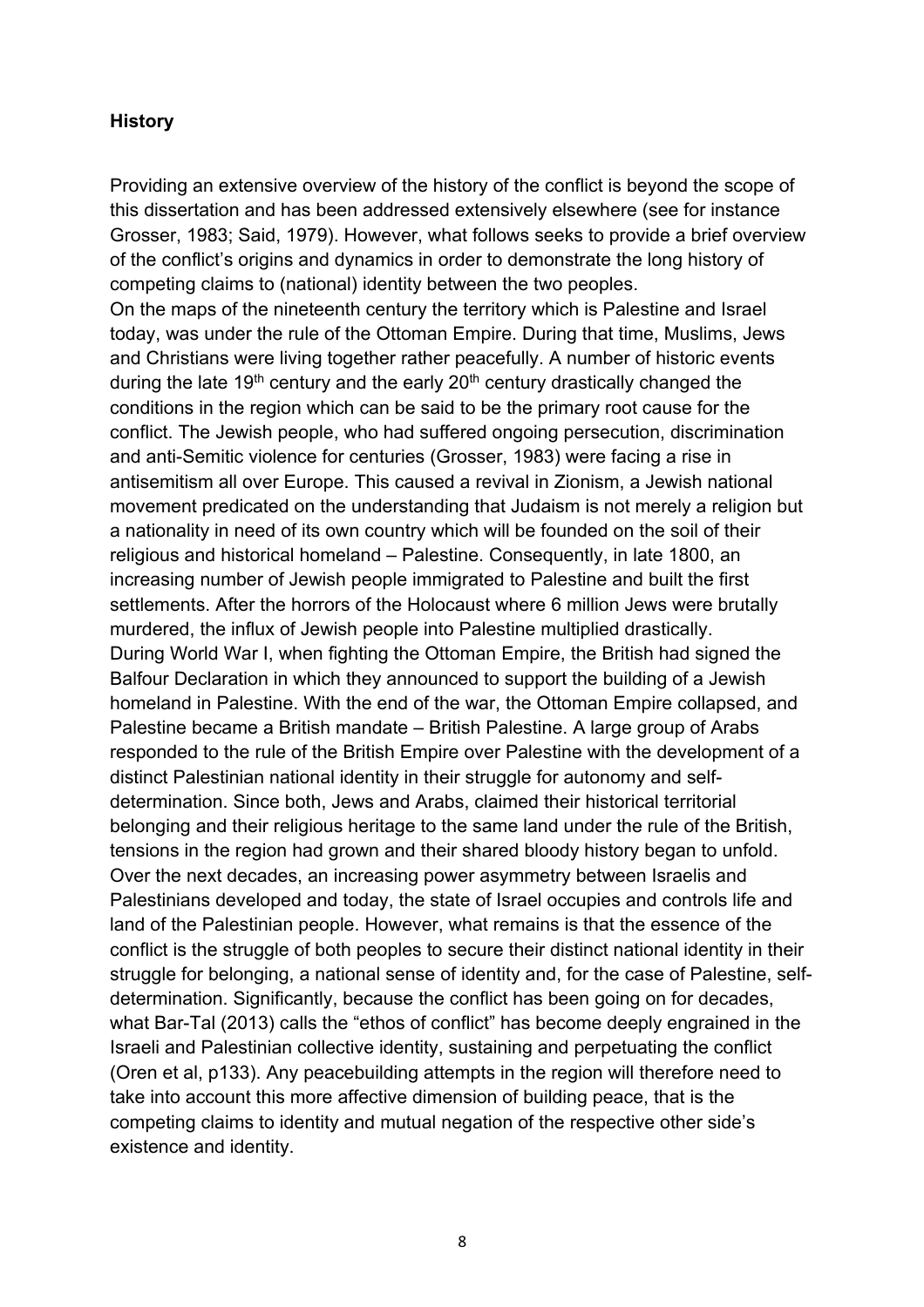**History**

Providing an extensive overview of the history of the conflict is beyond the scope of this dissertation and has been addressed extensively elsewhere (see for instance Grosser, 1983; Said, 1979). However, what follows seeks to provide a brief overview of the conflict's origins and dynamics in order to demonstrate the long history of competing claims to (national) identity between the two peoples.

On the maps of the nineteenth century the territory which is Palestine and Israel today, was under the rule of the Ottoman Empire. During that time, Muslims, Jews and Christians were living together rather peacefully. A number of historic events during the late 19th century and the early 20th century drastically changed the conditions in the region which can be said to be the primary root cause for the conflict. The Jewish people, who had suffered ongoing persecution, discrimination and anti-Semitic violence for centuries (Grosser, 1983) were facing a rise in antisemitism all over Europe. This caused a revival in Zionism, a Jewish national movement predicated on the understanding that Judaism is not merely a religion but a nationality in need of its own country which will be founded on the soil of their religious and historical homeland – Palestine. Consequently, in late 1800, an increasing number of Jewish people immigrated to Palestine and built the first settlements. After the horrors of the Holocaust where 6 million Jews were brutally murdered, the influx of Jewish people into Palestine multiplied drastically.

During World War I, when fighting the Ottoman Empire, the British had signed the Balfour Declaration in which they announced to support the building of a Jewish homeland in Palestine. With the end of the war, the Ottoman Empire collapsed, and Palestine became a British mandate – British Palestine. A large group of Arabs responded to the rule of the British Empire over Palestine with the development of a distinct Palestinian national identity in their struggle for autonomy and self-determination. Since both, Jews and Arabs, claimed their historical territorial belonging and their religious heritage to the same land under the rule of the British, tensions in the region had grown and their shared bloody history began to unfold. Over the next decades, an increasing power asymmetry between Israelis and Palestinians developed and today, the state of Israel occupies and controls life and land of the Palestinian people. However, what remains is that the essence of the conflict is the struggle of both peoples to secure their distinct national identity in their struggle for belonging, a national sense of identity and, for the case of Palestine, self-determination. Significantly, because the conflict has been going on for decades, what Bar-Tal (2013) calls the "ethos of conflict" has become deeply engrained in the Israeli and Palestinian collective identity, sustaining and perpetuating the conflict (Oren et al, p133). Any peacebuilding attempts in the region will therefore need to take into account this more affective dimension of building peace, that is the competing claims to identity and mutual negation of the respective other side's existence and identity.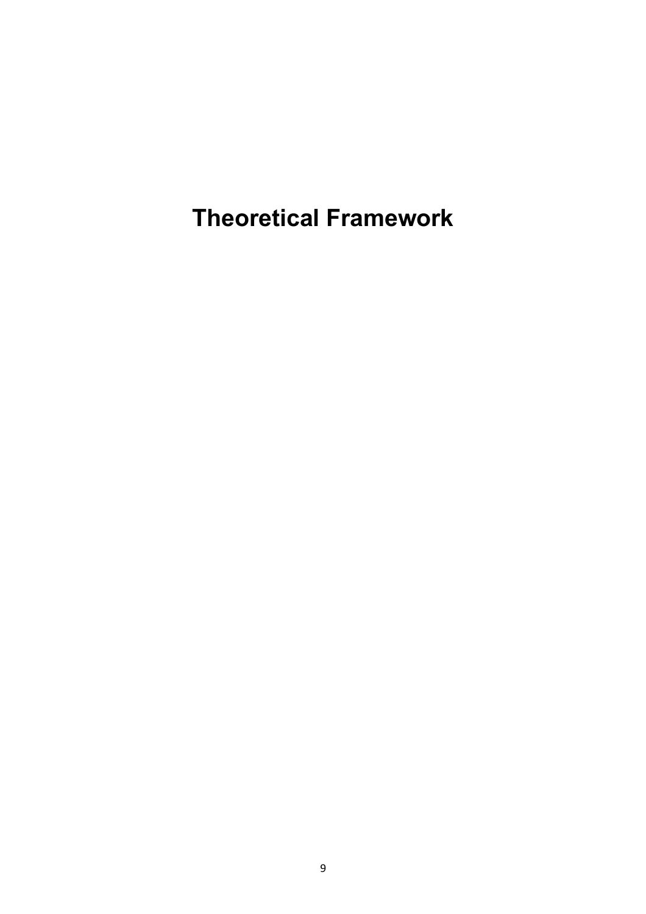# Theoretical Framework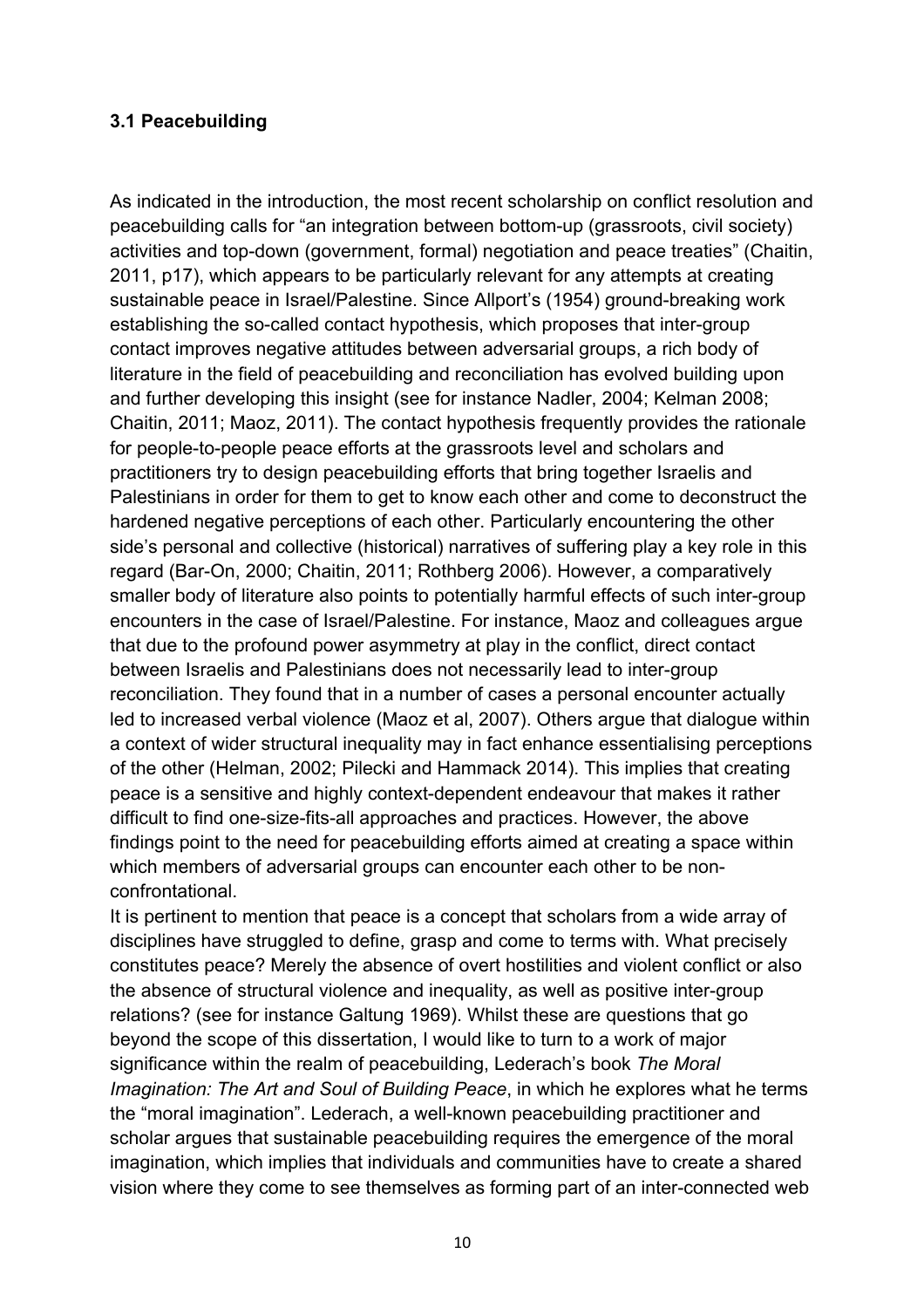### 3.1 Peacebuilding

As indicated in the introduction, the most recent scholarship on conflict resolution and peacebuilding calls for "an integration between bottom-up (grassroots, civil society) activities and top-down (government, formal) negotiation and peace treaties" (Chaitin, 2011, p17), which appears to be particularly relevant for any attempts at creating sustainable peace in Israel/Palestine. Since Allport's (1954) ground-breaking work establishing the so-called contact hypothesis, which proposes that inter-group contact improves negative attitudes between adversarial groups, a rich body of literature in the field of peacebuilding and reconciliation has evolved building upon and further developing this insight (see for instance Nadler, 2004; Kelman 2008; Chaitin, 2011; Maoz, 2011). The contact hypothesis frequently provides the rationale for people-to-people peace efforts at the grassroots level and scholars and practitioners try to design peacebuilding efforts that bring together Israelis and Palestinians in order for them to get to know each other and come to deconstruct the hardened negative perceptions of each other. Particularly encountering the other side's personal and collective (historical) narratives of suffering play a key role in this regard (Bar-On, 2000; Chaitin, 2011; Rothberg 2006). However, a comparatively smaller body of literature also points to potentially harmful effects of such inter-group encounters in the case of Israel/Palestine. For instance, Maoz and colleagues argue that due to the profound power asymmetry at play in the conflict, direct contact between Israelis and Palestinians does not necessarily lead to inter-group reconciliation. They found that in a number of cases a personal encounter actually led to increased verbal violence (Maoz et al, 2007). Others argue that dialogue within a context of wider structural inequality may in fact enhance essentialising perceptions of the other (Helman, 2002; Pilecki and Hammack 2014). This implies that creating peace is a sensitive and highly context-dependent endeavour that makes it rather difficult to find one-size-fits-all approaches and practices. However, the above findings point to the need for peacebuilding efforts aimed at creating a space within which members of adversarial groups can encounter each other to be non-confrontational.

It is pertinent to mention that peace is a concept that scholars from a wide array of disciplines have struggled to define, grasp and come to terms with. What precisely constitutes peace? Merely the absence of overt hostilities and violent conflict or also the absence of structural violence and inequality, as well as positive inter-group relations? (see for instance Galtung 1969). Whilst these are questions that go beyond the scope of this dissertation, I would like to turn to a work of major significance within the realm of peacebuilding, Lederach's book *The Moral Imagination: The Art and Soul of Building Peace*, in which he explores what he terms the "moral imagination". Lederach, a well-known peacebuilding practitioner and scholar argues that sustainable peacebuilding requires the emergence of the moral imagination, which implies that individuals and communities have to create a shared vision where they come to see themselves as forming part of an inter-connected web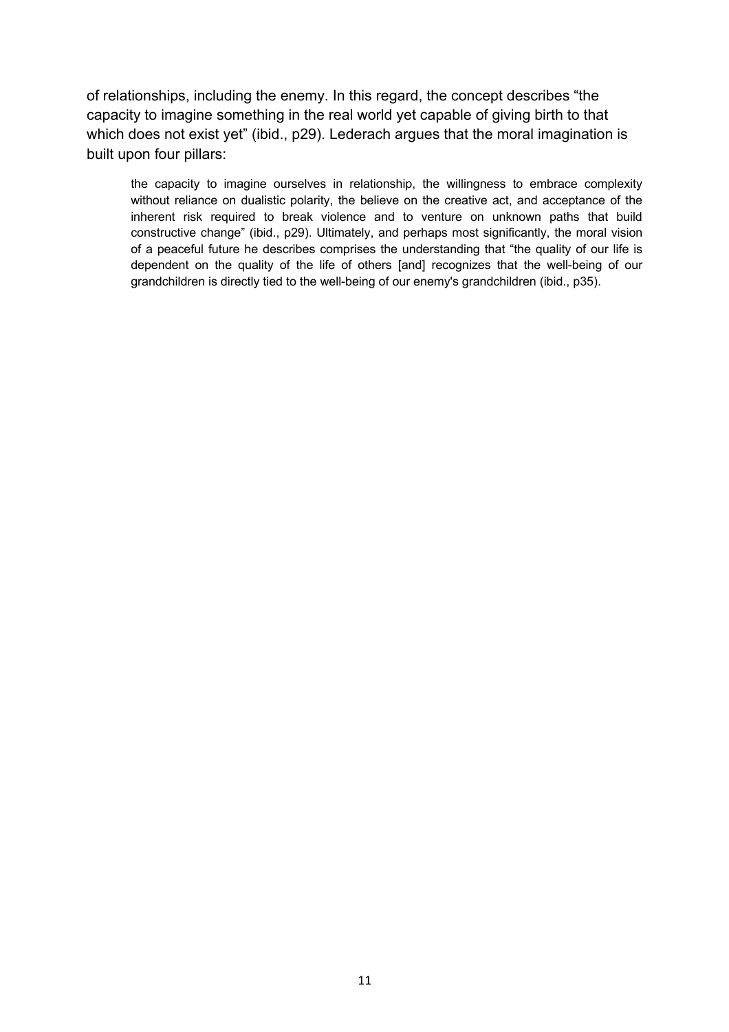of relationships, including the enemy. In this regard, the concept describes "the capacity to imagine something in the real world yet capable of giving birth to that which does not exist yet" (ibid., p29). Lederach argues that the moral imagination is built upon four pillars:

> the capacity to imagine ourselves in relationship, the willingness to embrace complexity without reliance on dualistic polarity, the believe on the creative act, and acceptance of the inherent risk required to break violence and to venture on unknown paths that build constructive change" (ibid., p29). Ultimately, and perhaps most significantly, the moral vision of a peaceful future he describes comprises the understanding that "the quality of our life is dependent on the quality of the life of others [and] recognizes that the well-being of our grandchildren is directly tied to the well-being of our enemy's grandchildren (ibid., p35).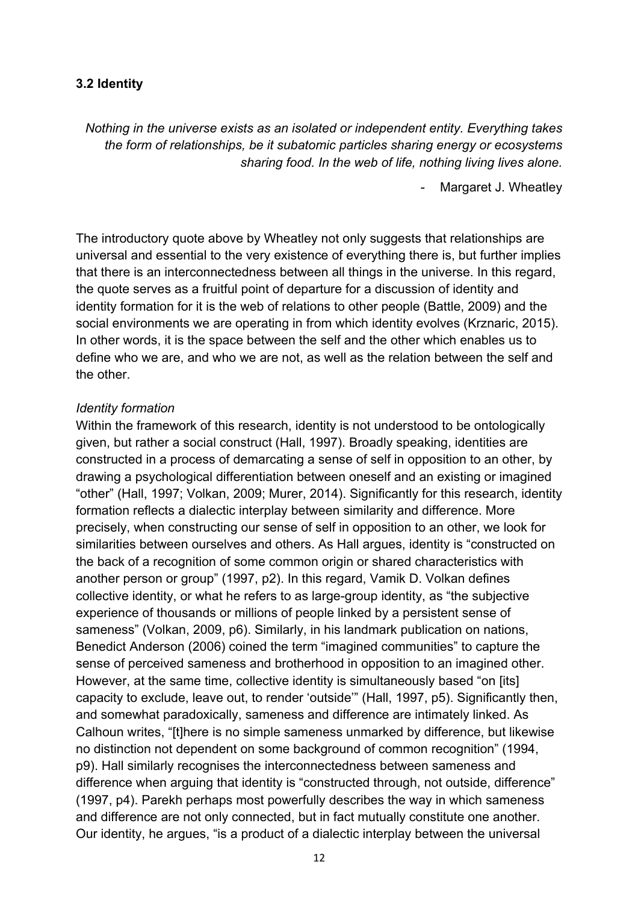### 3.2 Identity

> *Nothing in the universe exists as an isolated or independent entity. Everything takes the form of relationships, be it subatomic particles sharing energy or ecosystems sharing food. In the web of life, nothing living lives alone.*
>
> \- Margaret J. Wheatley

The introductory quote above by Wheatley not only suggests that relationships are universal and essential to the very existence of everything there is, but further implies that there is an interconnectedness between all things in the universe. In this regard, the quote serves as a fruitful point of departure for a discussion of identity and identity formation for it is the web of relations to other people (Battle, 2009) and the social environments we are operating in from which identity evolves (Krznaric, 2015). In other words, it is the space between the self and the other which enables us to define who we are, and who we are not, as well as the relation between the self and the other.

*Identity formation*

Within the framework of this research, identity is not understood to be ontologically given, but rather a social construct (Hall, 1997). Broadly speaking, identities are constructed in a process of demarcating a sense of self in opposition to an other, by drawing a psychological differentiation between oneself and an existing or imagined "other" (Hall, 1997; Volkan, 2009; Murer, 2014). Significantly for this research, identity formation reflects a dialectic interplay between similarity and difference. More precisely, when constructing our sense of self in opposition to an other, we look for similarities between ourselves and others. As Hall argues, identity is "constructed on the back of a recognition of some common origin or shared characteristics with another person or group" (1997, p2). In this regard, Vamik D. Volkan defines collective identity, or what he refers to as large-group identity, as "the subjective experience of thousands or millions of people linked by a persistent sense of sameness" (Volkan, 2009, p6). Similarly, in his landmark publication on nations, Benedict Anderson (2006) coined the term "imagined communities" to capture the sense of perceived sameness and brotherhood in opposition to an imagined other. However, at the same time, collective identity is simultaneously based "on [its] capacity to exclude, leave out, to render 'outside'" (Hall, 1997, p5). Significantly then, and somewhat paradoxically, sameness and difference are intimately linked. As Calhoun writes, "[t]here is no simple sameness unmarked by difference, but likewise no distinction not dependent on some background of common recognition" (1994, p9). Hall similarly recognises the interconnectedness between sameness and difference when arguing that identity is "constructed through, not outside, difference" (1997, p4). Parekh perhaps most powerfully describes the way in which sameness and difference are not only connected, but in fact mutually constitute one another. Our identity, he argues, "is a product of a dialectic interplay between the universal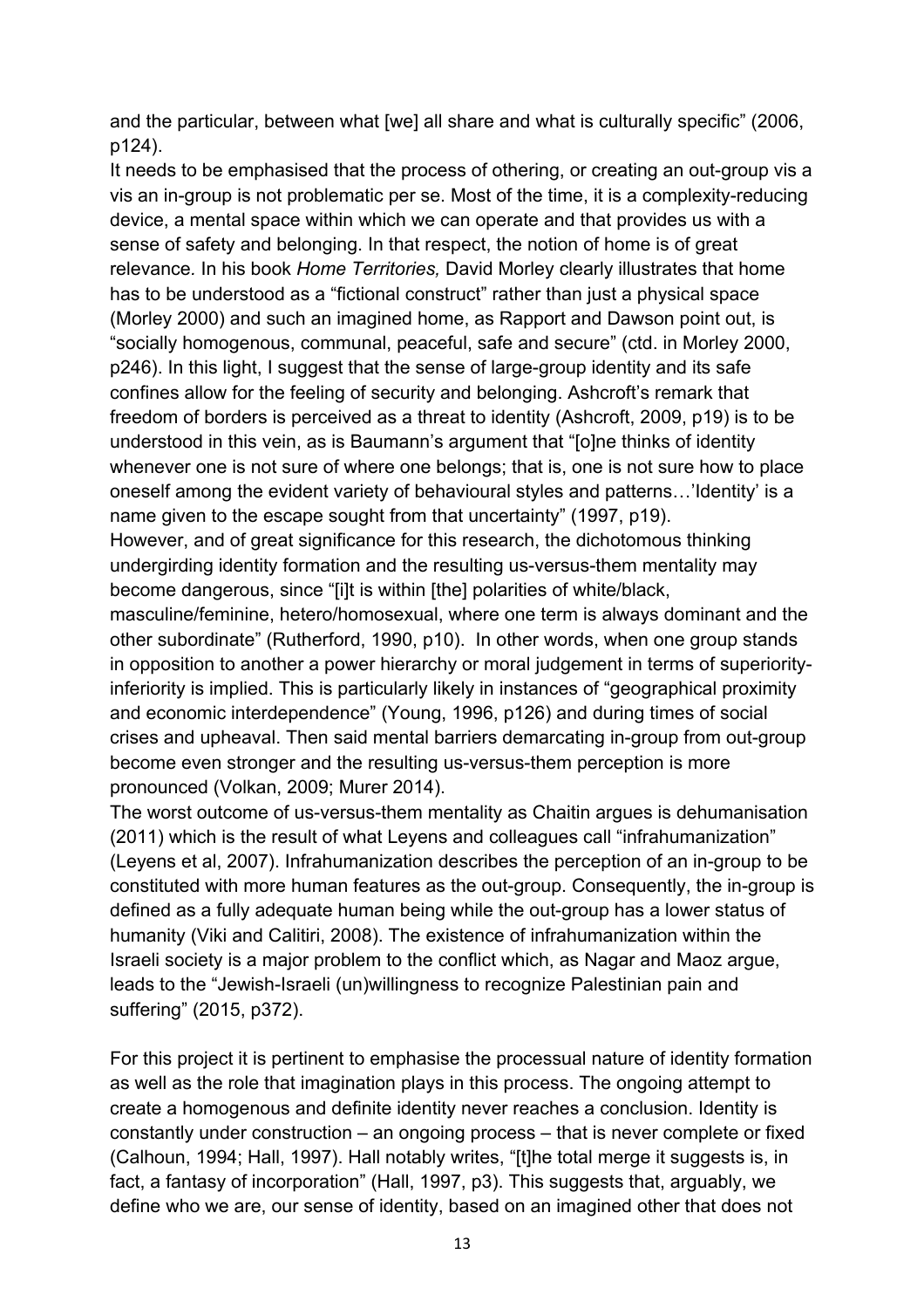and the particular, between what [we] all share and what is culturally specific" (2006, p124).

It needs to be emphasised that the process of othering, or creating an out-group vis a vis an in-group is not problematic per se. Most of the time, it is a complexity-reducing device, a mental space within which we can operate and that provides us with a sense of safety and belonging. In that respect, the notion of home is of great relevance. In his book *Home Territories,* David Morley clearly illustrates that home has to be understood as a "fictional construct" rather than just a physical space (Morley 2000) and such an imagined home, as Rapport and Dawson point out, is "socially homogenous, communal, peaceful, safe and secure" (ctd. in Morley 2000, p246). In this light, I suggest that the sense of large-group identity and its safe confines allow for the feeling of security and belonging. Ashcroft's remark that freedom of borders is perceived as a threat to identity (Ashcroft, 2009, p19) is to be understood in this vein, as is Baumann's argument that "[o]ne thinks of identity whenever one is not sure of where one belongs; that is, one is not sure how to place oneself among the evident variety of behavioural styles and patterns…'Identity' is a name given to the escape sought from that uncertainty" (1997, p19).

However, and of great significance for this research, the dichotomous thinking undergirding identity formation and the resulting us-versus-them mentality may become dangerous, since "[i]t is within [the] polarities of white/black, masculine/feminine, hetero/homosexual, where one term is always dominant and the other subordinate" (Rutherford, 1990, p10). In other words, when one group stands in opposition to another a power hierarchy or moral judgement in terms of superiority-inferiority is implied. This is particularly likely in instances of "geographical proximity and economic interdependence" (Young, 1996, p126) and during times of social crises and upheaval. Then said mental barriers demarcating in-group from out-group become even stronger and the resulting us-versus-them perception is more pronounced (Volkan, 2009; Murer 2014).

The worst outcome of us-versus-them mentality as Chaitin argues is dehumanisation (2011) which is the result of what Leyens and colleagues call "infrahumanization" (Leyens et al, 2007). Infrahumanization describes the perception of an in-group to be constituted with more human features as the out-group. Consequently, the in-group is defined as a fully adequate human being while the out-group has a lower status of humanity (Viki and Calitiri, 2008). The existence of infrahumanization within the Israeli society is a major problem to the conflict which, as Nagar and Maoz argue, leads to the "Jewish-Israeli (un)willingness to recognize Palestinian pain and suffering" (2015, p372).

For this project it is pertinent to emphasise the processual nature of identity formation as well as the role that imagination plays in this process. The ongoing attempt to create a homogenous and definite identity never reaches a conclusion. Identity is constantly under construction – an ongoing process – that is never complete or fixed (Calhoun, 1994; Hall, 1997). Hall notably writes, "[t]he total merge it suggests is, in fact, a fantasy of incorporation" (Hall, 1997, p3). This suggests that, arguably, we define who we are, our sense of identity, based on an imagined other that does not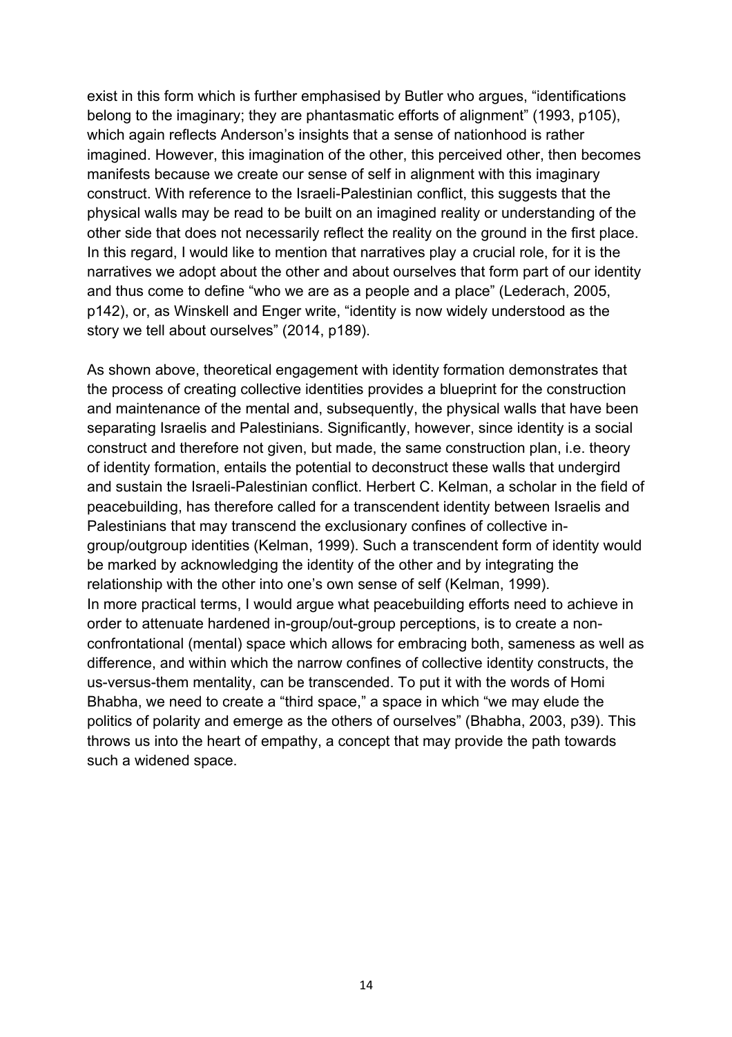exist in this form which is further emphasised by Butler who argues, “identifications belong to the imaginary; they are phantasmatic efforts of alignment” (1993, p105), which again reflects Anderson’s insights that a sense of nationhood is rather imagined. However, this imagination of the other, this perceived other, then becomes manifests because we create our sense of self in alignment with this imaginary construct. With reference to the Israeli-Palestinian conflict, this suggests that the physical walls may be read to be built on an imagined reality or understanding of the other side that does not necessarily reflect the reality on the ground in the first place. In this regard, I would like to mention that narratives play a crucial role, for it is the narratives we adopt about the other and about ourselves that form part of our identity and thus come to define “who we are as a people and a place” (Lederach, 2005, p142), or, as Winskell and Enger write, “identity is now widely understood as the story we tell about ourselves” (2014, p189).

As shown above, theoretical engagement with identity formation demonstrates that the process of creating collective identities provides a blueprint for the construction and maintenance of the mental and, subsequently, the physical walls that have been separating Israelis and Palestinians. Significantly, however, since identity is a social construct and therefore not given, but made, the same construction plan, i.e. theory of identity formation, entails the potential to deconstruct these walls that undergird and sustain the Israeli-Palestinian conflict. Herbert C. Kelman, a scholar in the field of peacebuilding, has therefore called for a transcendent identity between Israelis and Palestinians that may transcend the exclusionary confines of collective in-group/outgroup identities (Kelman, 1999). Such a transcendent form of identity would be marked by acknowledging the identity of the other and by integrating the relationship with the other into one’s own sense of self (Kelman, 1999).
In more practical terms, I would argue what peacebuilding efforts need to achieve in order to attenuate hardened in-group/out-group perceptions, is to create a non-confrontational (mental) space which allows for embracing both, sameness as well as difference, and within which the narrow confines of collective identity constructs, the us-versus-them mentality, can be transcended. To put it with the words of Homi Bhabha, we need to create a “third space,” a space in which “we may elude the politics of polarity and emerge as the others of ourselves” (Bhabha, 2003, p39). This throws us into the heart of empathy, a concept that may provide the path towards such a widened space.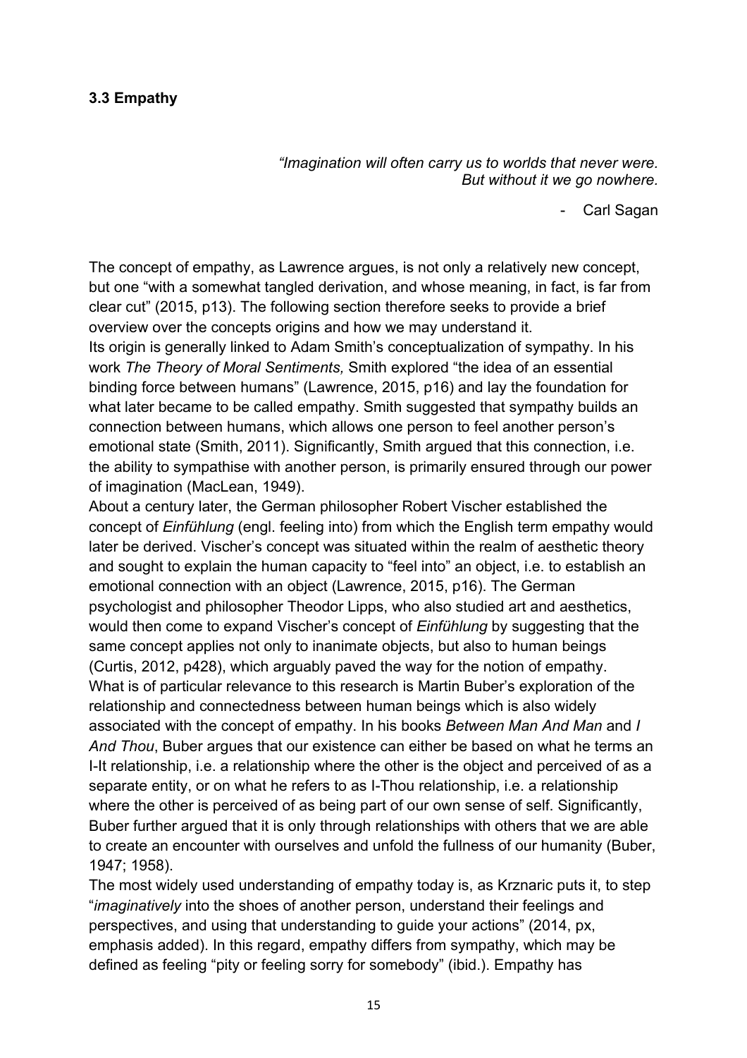### 3.3 Empathy

*"Imagination will often carry us to worlds that never were. But without it we go nowhere.*

- Carl Sagan

The concept of empathy, as Lawrence argues, is not only a relatively new concept, but one "with a somewhat tangled derivation, and whose meaning, in fact, is far from clear cut" (2015, p13). The following section therefore seeks to provide a brief overview over the concepts origins and how we may understand it.

Its origin is generally linked to Adam Smith's conceptualization of sympathy. In his work *The Theory of Moral Sentiments,* Smith explored "the idea of an essential binding force between humans" (Lawrence, 2015, p16) and lay the foundation for what later became to be called empathy. Smith suggested that sympathy builds an connection between humans, which allows one person to feel another person's emotional state (Smith, 2011). Significantly, Smith argued that this connection, i.e. the ability to sympathise with another person, is primarily ensured through our power of imagination (MacLean, 1949).

About a century later, the German philosopher Robert Vischer established the concept of *Einfühlung* (engl. feeling into) from which the English term empathy would later be derived. Vischer's concept was situated within the realm of aesthetic theory and sought to explain the human capacity to "feel into" an object, i.e. to establish an emotional connection with an object (Lawrence, 2015, p16). The German psychologist and philosopher Theodor Lipps, who also studied art and aesthetics, would then come to expand Vischer's concept of *Einfühlung* by suggesting that the same concept applies not only to inanimate objects, but also to human beings (Curtis, 2012, p428), which arguably paved the way for the notion of empathy.

What is of particular relevance to this research is Martin Buber's exploration of the relationship and connectedness between human beings which is also widely associated with the concept of empathy. In his books *Between Man And Man* and *I And Thou*, Buber argues that our existence can either be based on what he terms an I-It relationship, i.e. a relationship where the other is the object and perceived of as a separate entity, or on what he refers to as I-Thou relationship, i.e. a relationship where the other is perceived of as being part of our own sense of self. Significantly, Buber further argued that it is only through relationships with others that we are able to create an encounter with ourselves and unfold the fullness of our humanity (Buber, 1947; 1958).

The most widely used understanding of empathy today is, as Krznaric puts it, to step "*imaginatively* into the shoes of another person, understand their feelings and perspectives, and using that understanding to guide your actions" (2014, px, emphasis added). In this regard, empathy differs from sympathy, which may be defined as feeling "pity or feeling sorry for somebody" (ibid.). Empathy has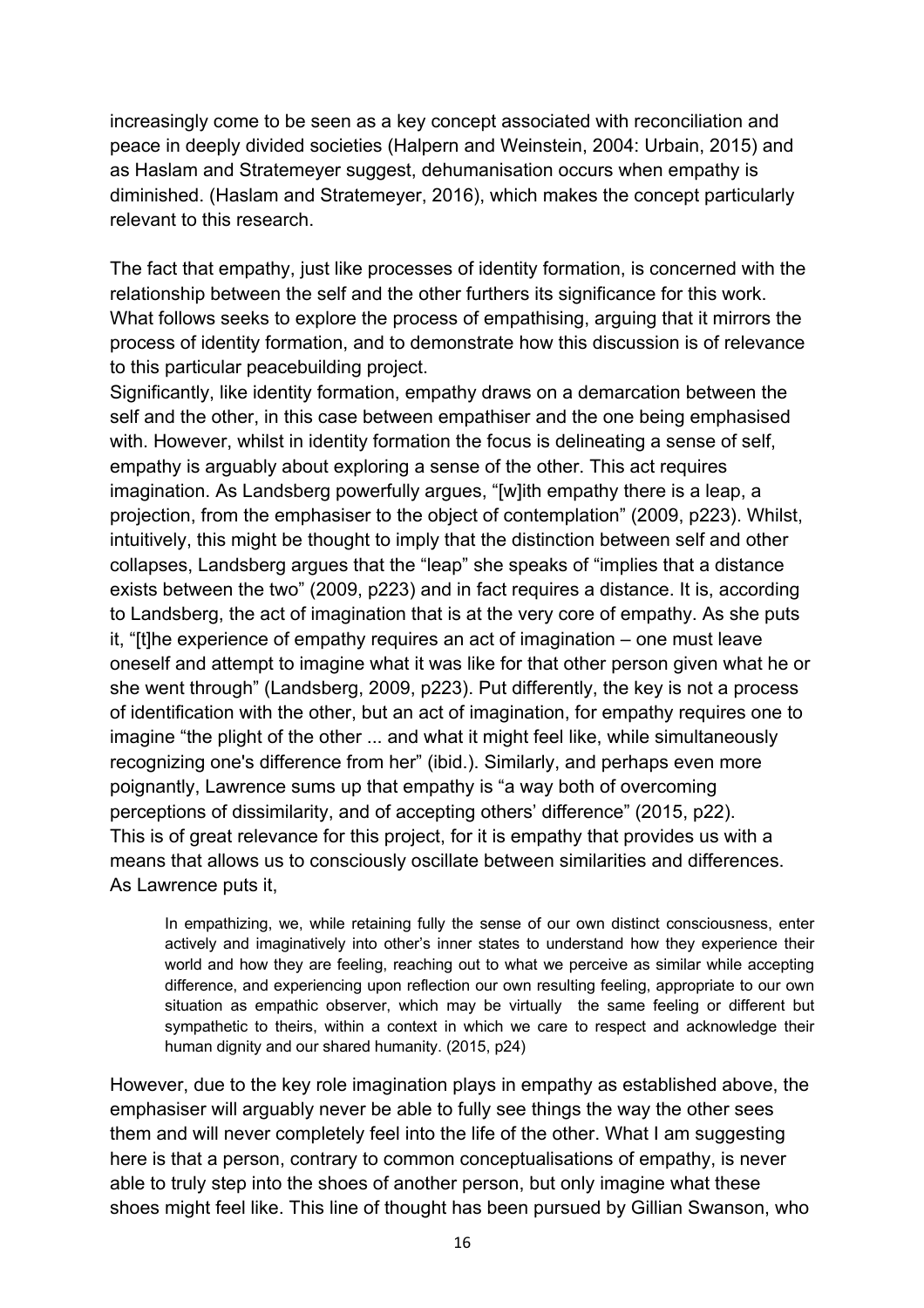increasingly come to be seen as a key concept associated with reconciliation and peace in deeply divided societies (Halpern and Weinstein, 2004: Urbain, 2015) and as Haslam and Stratemeyer suggest, dehumanisation occurs when empathy is diminished. (Haslam and Stratemeyer, 2016), which makes the concept particularly relevant to this research.

The fact that empathy, just like processes of identity formation, is concerned with the relationship between the self and the other furthers its significance for this work. What follows seeks to explore the process of empathising, arguing that it mirrors the process of identity formation, and to demonstrate how this discussion is of relevance to this particular peacebuilding project.

Significantly, like identity formation, empathy draws on a demarcation between the self and the other, in this case between empathiser and the one being emphasised with. However, whilst in identity formation the focus is delineating a sense of self, empathy is arguably about exploring a sense of the other. This act requires imagination. As Landsberg powerfully argues, "[w]ith empathy there is a leap, a projection, from the emphasiser to the object of contemplation" (2009, p223). Whilst, intuitively, this might be thought to imply that the distinction between self and other collapses, Landsberg argues that the "leap" she speaks of "implies that a distance exists between the two" (2009, p223) and in fact requires a distance. It is, according to Landsberg, the act of imagination that is at the very core of empathy. As she puts it, "[t]he experience of empathy requires an act of imagination – one must leave oneself and attempt to imagine what it was like for that other person given what he or she went through" (Landsberg, 2009, p223). Put differently, the key is not a process of identification with the other, but an act of imagination, for empathy requires one to imagine "the plight of the other ... and what it might feel like, while simultaneously recognizing one's difference from her" (ibid.). Similarly, and perhaps even more poignantly, Lawrence sums up that empathy is "a way both of overcoming perceptions of dissimilarity, and of accepting others' difference" (2015, p22).

This is of great relevance for this project, for it is empathy that provides us with a means that allows us to consciously oscillate between similarities and differences. As Lawrence puts it,

> In empathizing, we, while retaining fully the sense of our own distinct consciousness, enter actively and imaginatively into other's inner states to understand how they experience their world and how they are feeling, reaching out to what we perceive as similar while accepting difference, and experiencing upon reflection our own resulting feeling, appropriate to our own situation as empathic observer, which may be virtually the same feeling or different but sympathetic to theirs, within a context in which we care to respect and acknowledge their human dignity and our shared humanity. (2015, p24)

However, due to the key role imagination plays in empathy as established above, the emphasiser will arguably never be able to fully see things the way the other sees them and will never completely feel into the life of the other. What I am suggesting here is that a person, contrary to common conceptualisations of empathy, is never able to truly step into the shoes of another person, but only imagine what these shoes might feel like. This line of thought has been pursued by Gillian Swanson, who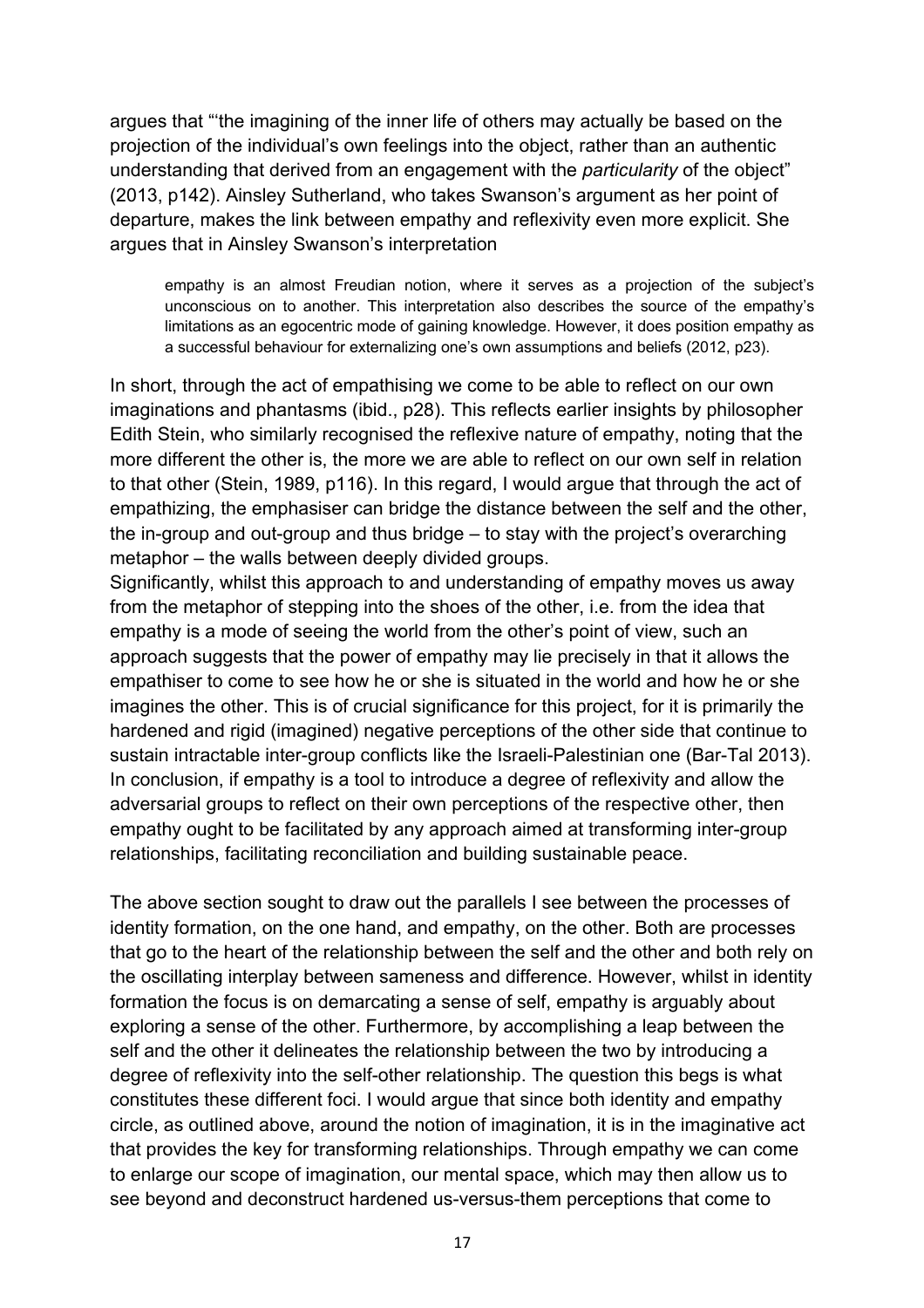argues that "'the imagining of the inner life of others may actually be based on the projection of the individual's own feelings into the object, rather than an authentic understanding that derived from an engagement with the *particularity* of the object" (2013, p142). Ainsley Sutherland, who takes Swanson's argument as her point of departure, makes the link between empathy and reflexivity even more explicit. She argues that in Ainsley Swanson's interpretation

> empathy is an almost Freudian notion, where it serves as a projection of the subject's unconscious on to another. This interpretation also describes the source of the empathy's limitations as an egocentric mode of gaining knowledge. However, it does position empathy as a successful behaviour for externalizing one's own assumptions and beliefs (2012, p23).

In short, through the act of empathising we come to be able to reflect on our own imaginations and phantasms (ibid., p28). This reflects earlier insights by philosopher Edith Stein, who similarly recognised the reflexive nature of empathy, noting that the more different the other is, the more we are able to reflect on our own self in relation to that other (Stein, 1989, p116). In this regard, I would argue that through the act of empathizing, the emphasiser can bridge the distance between the self and the other, the in-group and out-group and thus bridge – to stay with the project's overarching metaphor – the walls between deeply divided groups.

Significantly, whilst this approach to and understanding of empathy moves us away from the metaphor of stepping into the shoes of the other, i.e. from the idea that empathy is a mode of seeing the world from the other's point of view, such an approach suggests that the power of empathy may lie precisely in that it allows the empathiser to come to see how he or she is situated in the world and how he or she imagines the other. This is of crucial significance for this project, for it is primarily the hardened and rigid (imagined) negative perceptions of the other side that continue to sustain intractable inter-group conflicts like the Israeli-Palestinian one (Bar-Tal 2013). In conclusion, if empathy is a tool to introduce a degree of reflexivity and allow the adversarial groups to reflect on their own perceptions of the respective other, then empathy ought to be facilitated by any approach aimed at transforming inter-group relationships, facilitating reconciliation and building sustainable peace.

The above section sought to draw out the parallels I see between the processes of identity formation, on the one hand, and empathy, on the other. Both are processes that go to the heart of the relationship between the self and the other and both rely on the oscillating interplay between sameness and difference. However, whilst in identity formation the focus is on demarcating a sense of self, empathy is arguably about exploring a sense of the other. Furthermore, by accomplishing a leap between the self and the other it delineates the relationship between the two by introducing a degree of reflexivity into the self-other relationship. The question this begs is what constitutes these different foci. I would argue that since both identity and empathy circle, as outlined above, around the notion of imagination, it is in the imaginative act that provides the key for transforming relationships. Through empathy we can come to enlarge our scope of imagination, our mental space, which may then allow us to see beyond and deconstruct hardened us-versus-them perceptions that come to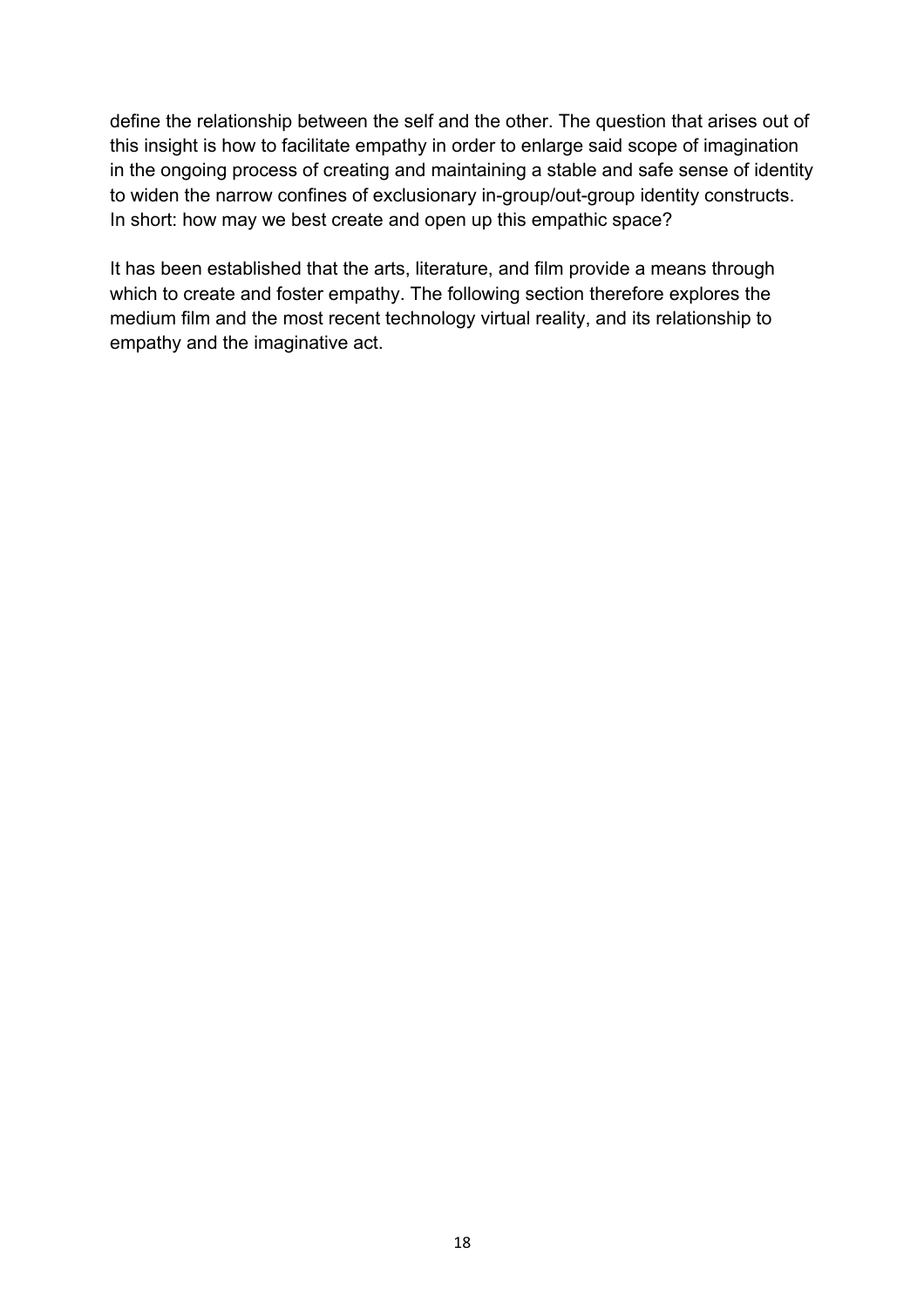define the relationship between the self and the other. The question that arises out of this insight is how to facilitate empathy in order to enlarge said scope of imagination in the ongoing process of creating and maintaining a stable and safe sense of identity to widen the narrow confines of exclusionary in-group/out-group identity constructs. In short: how may we best create and open up this empathic space?

It has been established that the arts, literature, and film provide a means through which to create and foster empathy. The following section therefore explores the medium film and the most recent technology virtual reality, and its relationship to empathy and the imaginative act.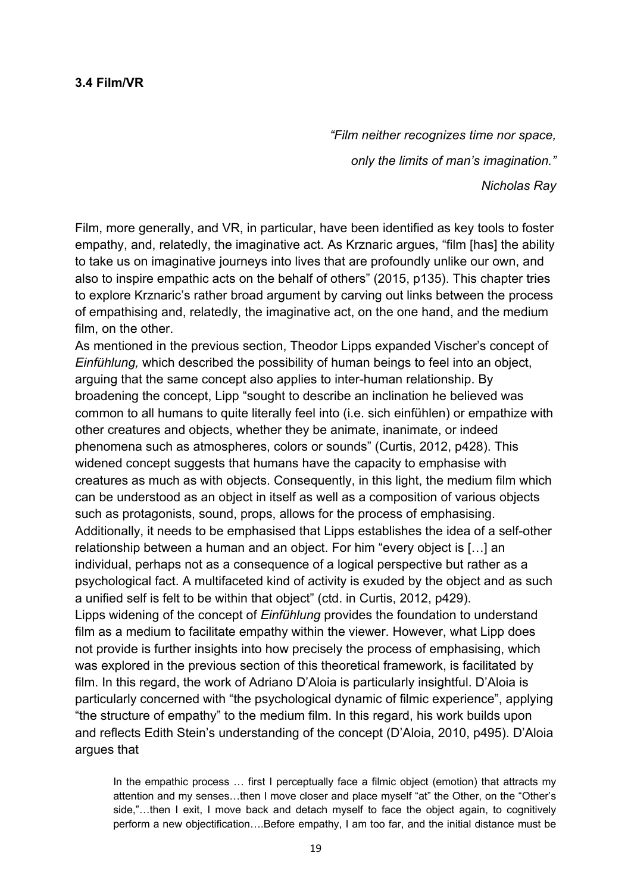### 3.4 Film/VR

*"Film neither recognizes time nor space,*

*only the limits of man's imagination."*

*Nicholas Ray*

Film, more generally, and VR, in particular, have been identified as key tools to foster empathy, and, relatedly, the imaginative act. As Krznaric argues, "film [has] the ability to take us on imaginative journeys into lives that are profoundly unlike our own, and also to inspire empathic acts on the behalf of others" (2015, p135). This chapter tries to explore Krznaric's rather broad argument by carving out links between the process of empathising and, relatedly, the imaginative act, on the one hand, and the medium film, on the other.

As mentioned in the previous section, Theodor Lipps expanded Vischer's concept of *Einfühlung,* which described the possibility of human beings to feel into an object, arguing that the same concept also applies to inter-human relationship. By broadening the concept, Lipp "sought to describe an inclination he believed was common to all humans to quite literally feel into (i.e. sich einfühlen) or empathize with other creatures and objects, whether they be animate, inanimate, or indeed phenomena such as atmospheres, colors or sounds" (Curtis, 2012, p428). This widened concept suggests that humans have the capacity to emphasise with creatures as much as with objects. Consequently, in this light, the medium film which can be understood as an object in itself as well as a composition of various objects such as protagonists, sound, props, allows for the process of emphasising. Additionally, it needs to be emphasised that Lipps establishes the idea of a self-other relationship between a human and an object. For him "every object is […] an individual, perhaps not as a consequence of a logical perspective but rather as a psychological fact. A multifaceted kind of activity is exuded by the object and as such a unified self is felt to be within that object" (ctd. in Curtis, 2012, p429).

Lipps widening of the concept of *Einfühlung* provides the foundation to understand film as a medium to facilitate empathy within the viewer. However, what Lipp does not provide is further insights into how precisely the process of emphasising, which was explored in the previous section of this theoretical framework, is facilitated by film. In this regard, the work of Adriano D'Aloia is particularly insightful. D'Aloia is particularly concerned with "the psychological dynamic of filmic experience", applying "the structure of empathy" to the medium film. In this regard, his work builds upon and reflects Edith Stein's understanding of the concept (D'Aloia, 2010, p495). D'Aloia argues that

> In the empathic process … first I perceptually face a filmic object (emotion) that attracts my attention and my senses…then I move closer and place myself "at" the Other, on the "Other's side,"…then I exit, I move back and detach myself to face the object again, to cognitively perform a new objectification….Before empathy, I am too far, and the initial distance must be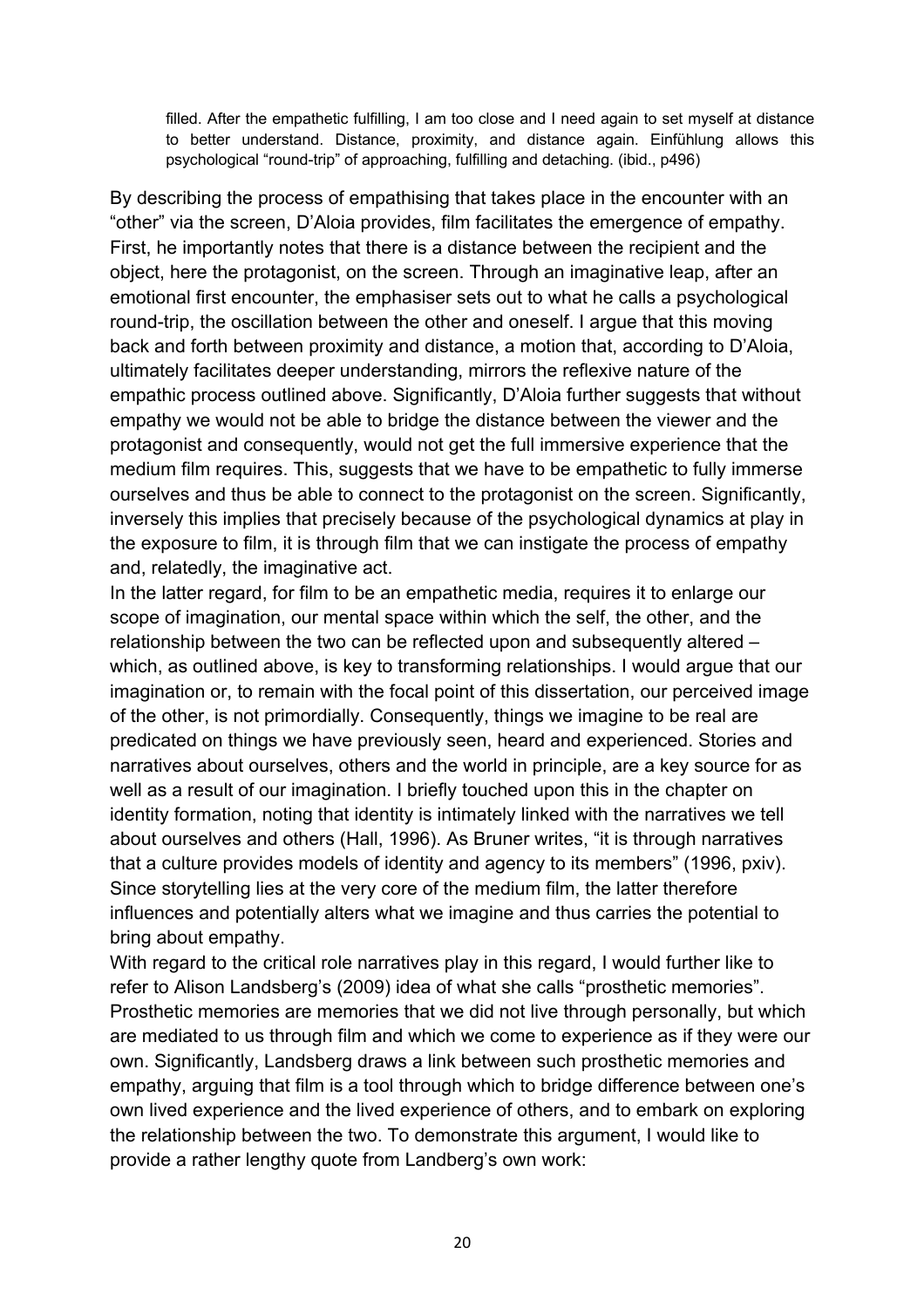> filled. After the empathetic fulfilling, I am too close and I need again to set myself at distance to better understand. Distance, proximity, and distance again. Einfühlung allows this psychological "round-trip" of approaching, fulfilling and detaching. (ibid., p496)

By describing the process of empathising that takes place in the encounter with an "other" via the screen, D'Aloia provides, film facilitates the emergence of empathy. First, he importantly notes that there is a distance between the recipient and the object, here the protagonist, on the screen. Through an imaginative leap, after an emotional first encounter, the emphasiser sets out to what he calls a psychological round-trip, the oscillation between the other and oneself. I argue that this moving back and forth between proximity and distance, a motion that, according to D'Aloia, ultimately facilitates deeper understanding, mirrors the reflexive nature of the empathic process outlined above. Significantly, D'Aloia further suggests that without empathy we would not be able to bridge the distance between the viewer and the protagonist and consequently, would not get the full immersive experience that the medium film requires. This, suggests that we have to be empathetic to fully immerse ourselves and thus be able to connect to the protagonist on the screen. Significantly, inversely this implies that precisely because of the psychological dynamics at play in the exposure to film, it is through film that we can instigate the process of empathy and, relatedly, the imaginative act.

In the latter regard, for film to be an empathetic media, requires it to enlarge our scope of imagination, our mental space within which the self, the other, and the relationship between the two can be reflected upon and subsequently altered – which, as outlined above, is key to transforming relationships. I would argue that our imagination or, to remain with the focal point of this dissertation, our perceived image of the other, is not primordially. Consequently, things we imagine to be real are predicated on things we have previously seen, heard and experienced. Stories and narratives about ourselves, others and the world in principle, are a key source for as well as a result of our imagination. I briefly touched upon this in the chapter on identity formation, noting that identity is intimately linked with the narratives we tell about ourselves and others (Hall, 1996). As Bruner writes, "it is through narratives that a culture provides models of identity and agency to its members" (1996, pxiv). Since storytelling lies at the very core of the medium film, the latter therefore influences and potentially alters what we imagine and thus carries the potential to bring about empathy.

With regard to the critical role narratives play in this regard, I would further like to refer to Alison Landsberg's (2009) idea of what she calls "prosthetic memories". Prosthetic memories are memories that we did not live through personally, but which are mediated to us through film and which we come to experience as if they were our own. Significantly, Landsberg draws a link between such prosthetic memories and empathy, arguing that film is a tool through which to bridge difference between one's own lived experience and the lived experience of others, and to embark on exploring the relationship between the two. To demonstrate this argument, I would like to provide a rather lengthy quote from Landberg's own work: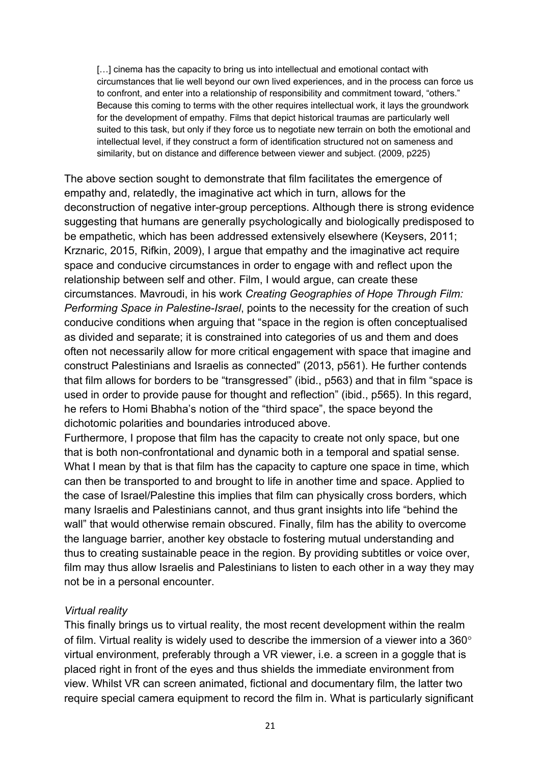> […] cinema has the capacity to bring us into intellectual and emotional contact with circumstances that lie well beyond our own lived experiences, and in the process can force us to confront, and enter into a relationship of responsibility and commitment toward, "others." Because this coming to terms with the other requires intellectual work, it lays the groundwork for the development of empathy. Films that depict historical traumas are particularly well suited to this task, but only if they force us to negotiate new terrain on both the emotional and intellectual level, if they construct a form of identification structured not on sameness and similarity, but on distance and difference between viewer and subject. (2009, p225)

The above section sought to demonstrate that film facilitates the emergence of empathy and, relatedly, the imaginative act which in turn, allows for the deconstruction of negative inter-group perceptions. Although there is strong evidence suggesting that humans are generally psychologically and biologically predisposed to be empathetic, which has been addressed extensively elsewhere (Keysers, 2011; Krznaric, 2015, Rifkin, 2009), I argue that empathy and the imaginative act require space and conducive circumstances in order to engage with and reflect upon the relationship between self and other. Film, I would argue, can create these circumstances. Mavroudi, in his work *Creating Geographies of Hope Through Film: Performing Space in Palestine-Israel*, points to the necessity for the creation of such conducive conditions when arguing that "space in the region is often conceptualised as divided and separate; it is constrained into categories of us and them and does often not necessarily allow for more critical engagement with space that imagine and construct Palestinians and Israelis as connected" (2013, p561). He further contends that film allows for borders to be "transgressed" (ibid., p563) and that in film "space is used in order to provide pause for thought and reflection" (ibid., p565). In this regard, he refers to Homi Bhabha's notion of the "third space", the space beyond the dichotomic polarities and boundaries introduced above.

Furthermore, I propose that film has the capacity to create not only space, but one that is both non-confrontational and dynamic both in a temporal and spatial sense. What I mean by that is that film has the capacity to capture one space in time, which can then be transported to and brought to life in another time and space. Applied to the case of Israel/Palestine this implies that film can physically cross borders, which many Israelis and Palestinians cannot, and thus grant insights into life "behind the wall" that would otherwise remain obscured. Finally, film has the ability to overcome the language barrier, another key obstacle to fostering mutual understanding and thus to creating sustainable peace in the region. By providing subtitles or voice over, film may thus allow Israelis and Palestinians to listen to each other in a way they may not be in a personal encounter.

*Virtual reality*

This finally brings us to virtual reality, the most recent development within the realm of film. Virtual reality is widely used to describe the immersion of a viewer into a 360° virtual environment, preferably through a VR viewer, i.e. a screen in a goggle that is placed right in front of the eyes and thus shields the immediate environment from view. Whilst VR can screen animated, fictional and documentary film, the latter two require special camera equipment to record the film in. What is particularly significant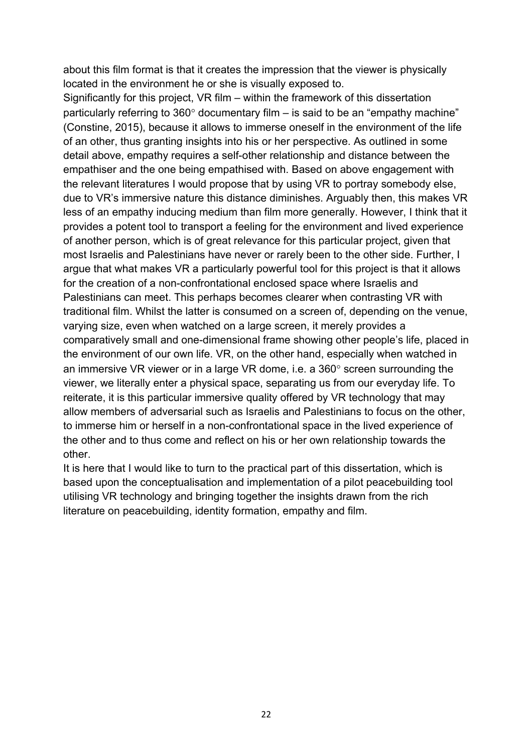about this film format is that it creates the impression that the viewer is physically located in the environment he or she is visually exposed to.

Significantly for this project, VR film – within the framework of this dissertation particularly referring to 360° documentary film – is said to be an "empathy machine" (Constine, 2015), because it allows to immerse oneself in the environment of the life of an other, thus granting insights into his or her perspective. As outlined in some detail above, empathy requires a self-other relationship and distance between the empathiser and the one being empathised with. Based on above engagement with the relevant literatures I would propose that by using VR to portray somebody else, due to VR's immersive nature this distance diminishes. Arguably then, this makes VR less of an empathy inducing medium than film more generally. However, I think that it provides a potent tool to transport a feeling for the environment and lived experience of another person, which is of great relevance for this particular project, given that most Israelis and Palestinians have never or rarely been to the other side. Further, I argue that what makes VR a particularly powerful tool for this project is that it allows for the creation of a non-confrontational enclosed space where Israelis and Palestinians can meet. This perhaps becomes clearer when contrasting VR with traditional film. Whilst the latter is consumed on a screen of, depending on the venue, varying size, even when watched on a large screen, it merely provides a comparatively small and one-dimensional frame showing other people's life, placed in the environment of our own life. VR, on the other hand, especially when watched in an immersive VR viewer or in a large VR dome, i.e. a 360° screen surrounding the viewer, we literally enter a physical space, separating us from our everyday life. To reiterate, it is this particular immersive quality offered by VR technology that may allow members of adversarial such as Israelis and Palestinians to focus on the other, to immerse him or herself in a non-confrontational space in the lived experience of the other and to thus come and reflect on his or her own relationship towards the other.

It is here that I would like to turn to the practical part of this dissertation, which is based upon the conceptualisation and implementation of a pilot peacebuilding tool utilising VR technology and bringing together the insights drawn from the rich literature on peacebuilding, identity formation, empathy and film.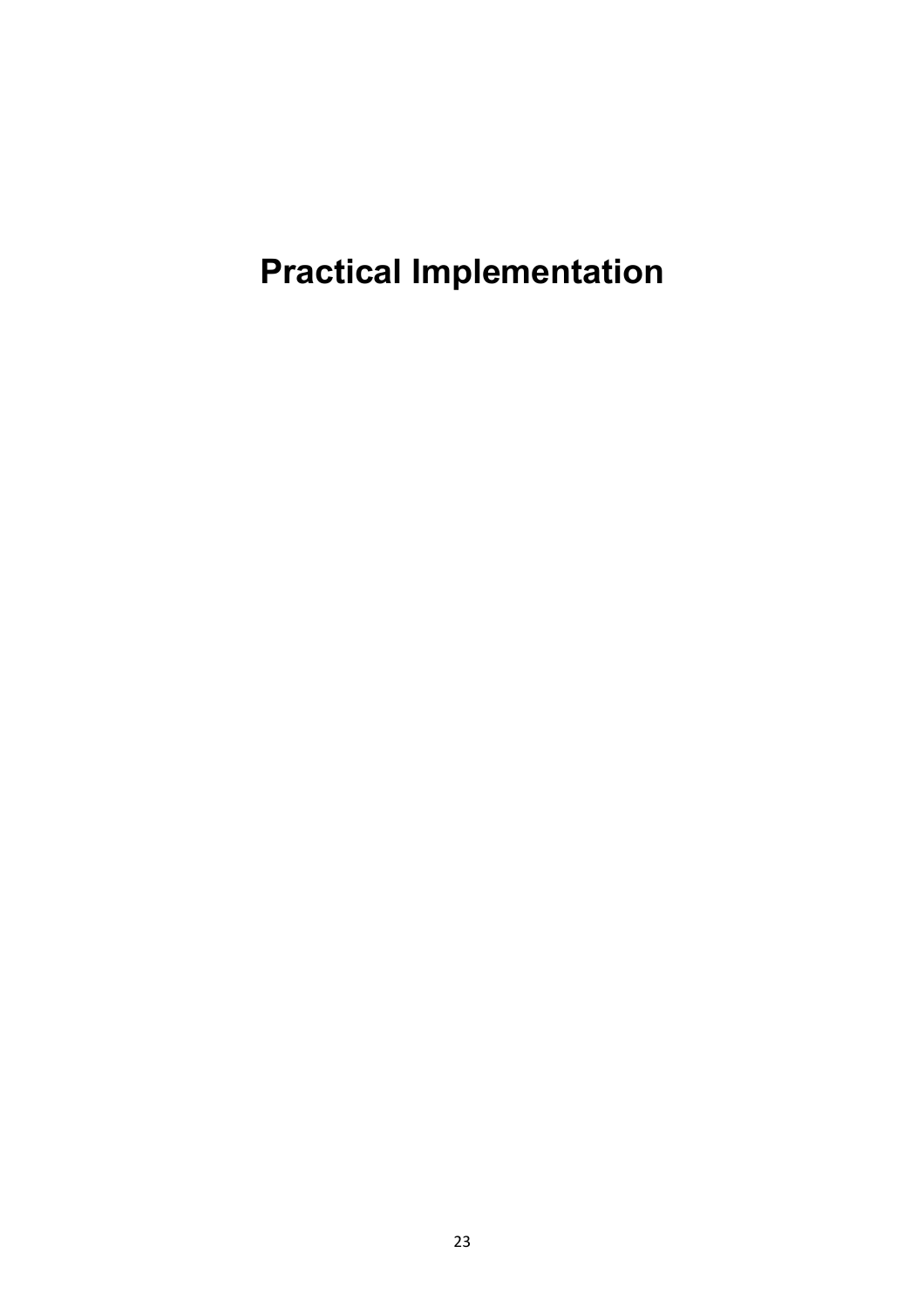# Practical Implementation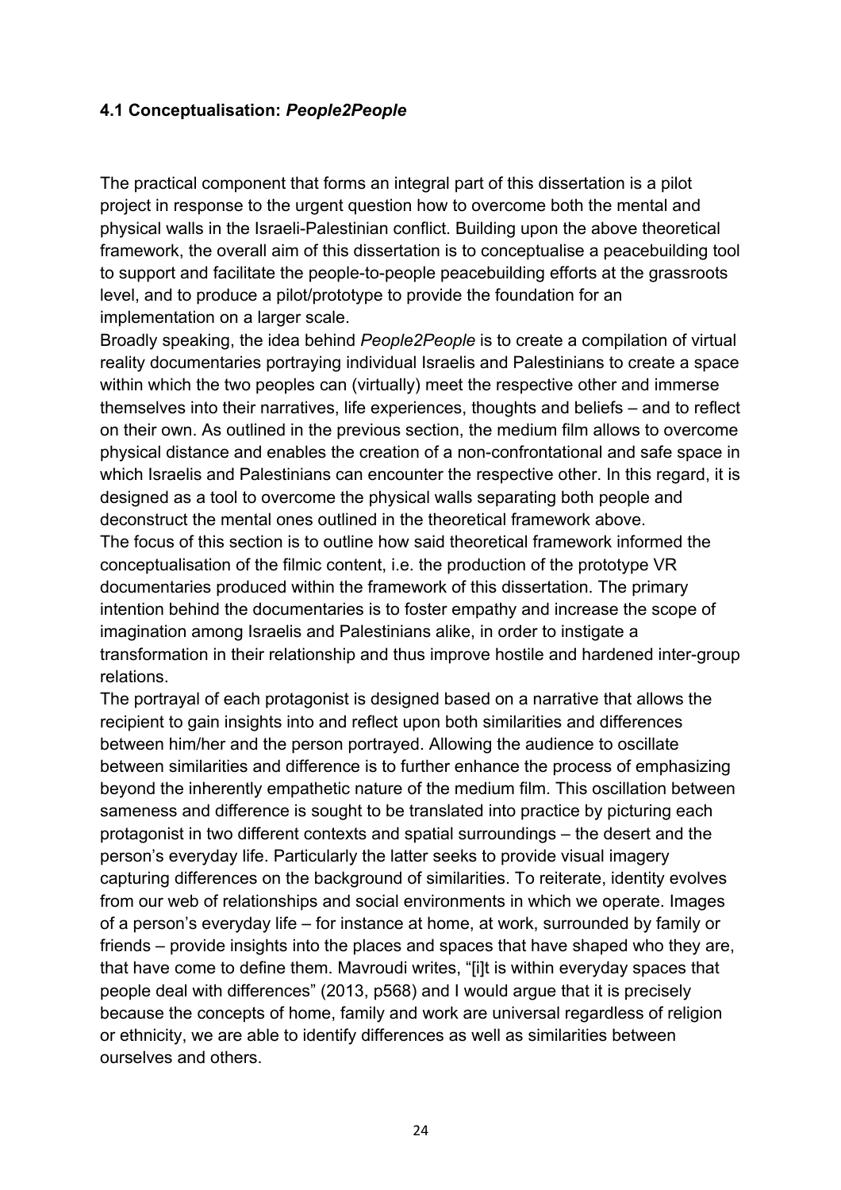### 4.1 Conceptualisation: *People2People*

The practical component that forms an integral part of this dissertation is a pilot project in response to the urgent question how to overcome both the mental and physical walls in the Israeli-Palestinian conflict. Building upon the above theoretical framework, the overall aim of this dissertation is to conceptualise a peacebuilding tool to support and facilitate the people-to-people peacebuilding efforts at the grassroots level, and to produce a pilot/prototype to provide the foundation for an implementation on a larger scale.

Broadly speaking, the idea behind *People2People* is to create a compilation of virtual reality documentaries portraying individual Israelis and Palestinians to create a space within which the two peoples can (virtually) meet the respective other and immerse themselves into their narratives, life experiences, thoughts and beliefs – and to reflect on their own. As outlined in the previous section, the medium film allows to overcome physical distance and enables the creation of a non-confrontational and safe space in which Israelis and Palestinians can encounter the respective other. In this regard, it is designed as a tool to overcome the physical walls separating both people and deconstruct the mental ones outlined in the theoretical framework above.

The focus of this section is to outline how said theoretical framework informed the conceptualisation of the filmic content, i.e. the production of the prototype VR documentaries produced within the framework of this dissertation. The primary intention behind the documentaries is to foster empathy and increase the scope of imagination among Israelis and Palestinians alike, in order to instigate a transformation in their relationship and thus improve hostile and hardened inter-group relations.

The portrayal of each protagonist is designed based on a narrative that allows the recipient to gain insights into and reflect upon both similarities and differences between him/her and the person portrayed. Allowing the audience to oscillate between similarities and difference is to further enhance the process of emphasizing beyond the inherently empathetic nature of the medium film. This oscillation between sameness and difference is sought to be translated into practice by picturing each protagonist in two different contexts and spatial surroundings – the desert and the person's everyday life. Particularly the latter seeks to provide visual imagery capturing differences on the background of similarities. To reiterate, identity evolves from our web of relationships and social environments in which we operate. Images of a person's everyday life – for instance at home, at work, surrounded by family or friends – provide insights into the places and spaces that have shaped who they are, that have come to define them. Mavroudi writes, "[i]t is within everyday spaces that people deal with differences" (2013, p568) and I would argue that it is precisely because the concepts of home, family and work are universal regardless of religion or ethnicity, we are able to identify differences as well as similarities between ourselves and others.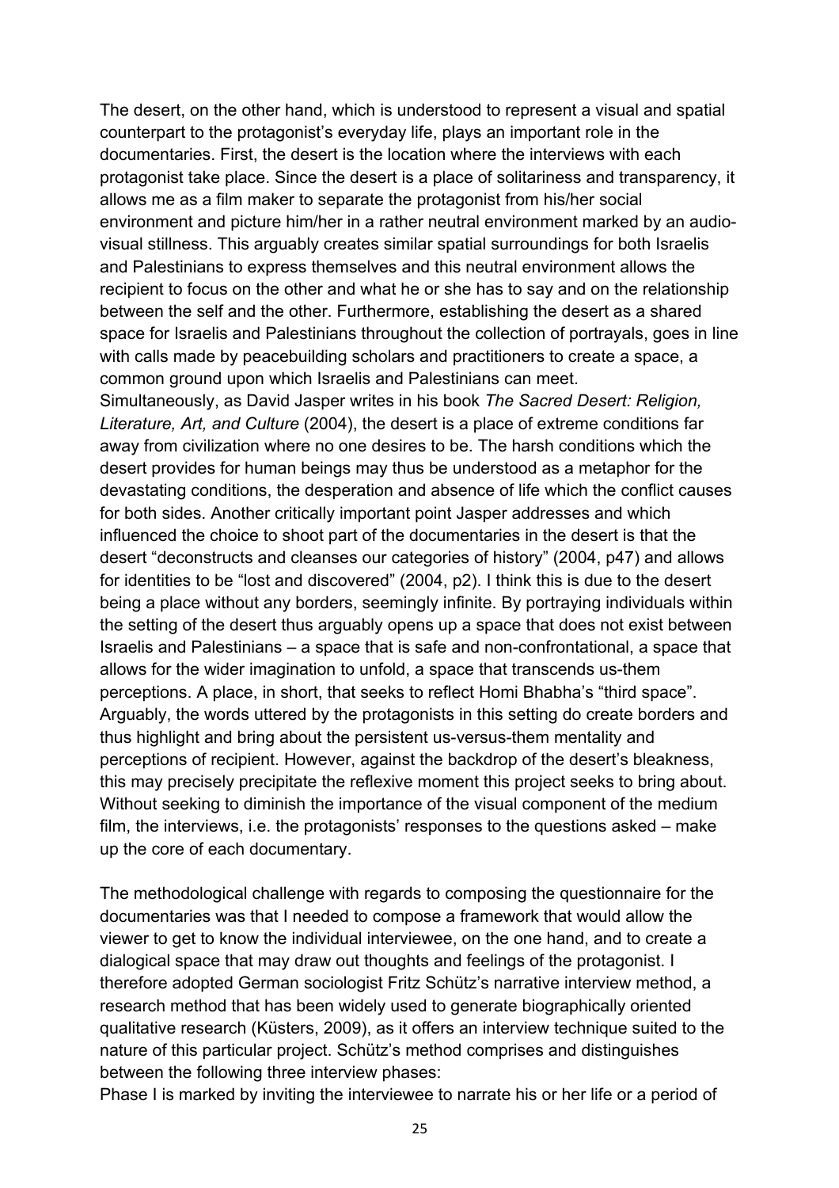The desert, on the other hand, which is understood to represent a visual and spatial counterpart to the protagonist's everyday life, plays an important role in the documentaries. First, the desert is the location where the interviews with each protagonist take place. Since the desert is a place of solitariness and transparency, it allows me as a film maker to separate the protagonist from his/her social environment and picture him/her in a rather neutral environment marked by an audio-visual stillness. This arguably creates similar spatial surroundings for both Israelis and Palestinians to express themselves and this neutral environment allows the recipient to focus on the other and what he or she has to say and on the relationship between the self and the other. Furthermore, establishing the desert as a shared space for Israelis and Palestinians throughout the collection of portrayals, goes in line with calls made by peacebuilding scholars and practitioners to create a space, a common ground upon which Israelis and Palestinians can meet.
Simultaneously, as David Jasper writes in his book *The Sacred Desert: Religion, Literature, Art, and Culture* (2004), the desert is a place of extreme conditions far away from civilization where no one desires to be. The harsh conditions which the desert provides for human beings may thus be understood as a metaphor for the devastating conditions, the desperation and absence of life which the conflict causes for both sides. Another critically important point Jasper addresses and which influenced the choice to shoot part of the documentaries in the desert is that the desert "deconstructs and cleanses our categories of history" (2004, p47) and allows for identities to be "lost and discovered" (2004, p2). I think this is due to the desert being a place without any borders, seemingly infinite. By portraying individuals within the setting of the desert thus arguably opens up a space that does not exist between Israelis and Palestinians – a space that is safe and non-confrontational, a space that allows for the wider imagination to unfold, a space that transcends us-them perceptions. A place, in short, that seeks to reflect Homi Bhabha's "third space". Arguably, the words uttered by the protagonists in this setting do create borders and thus highlight and bring about the persistent us-versus-them mentality and perceptions of recipient. However, against the backdrop of the desert's bleakness, this may precisely precipitate the reflexive moment this project seeks to bring about. Without seeking to diminish the importance of the visual component of the medium film, the interviews, i.e. the protagonists' responses to the questions asked – make up the core of each documentary.

The methodological challenge with regards to composing the questionnaire for the documentaries was that I needed to compose a framework that would allow the viewer to get to know the individual interviewee, on the one hand, and to create a dialogical space that may draw out thoughts and feelings of the protagonist. I therefore adopted German sociologist Fritz Schütz's narrative interview method, a research method that has been widely used to generate biographically oriented qualitative research (Küsters, 2009), as it offers an interview technique suited to the nature of this particular project. Schütz's method comprises and distinguishes between the following three interview phases:
Phase I is marked by inviting the interviewee to narrate his or her life or a period of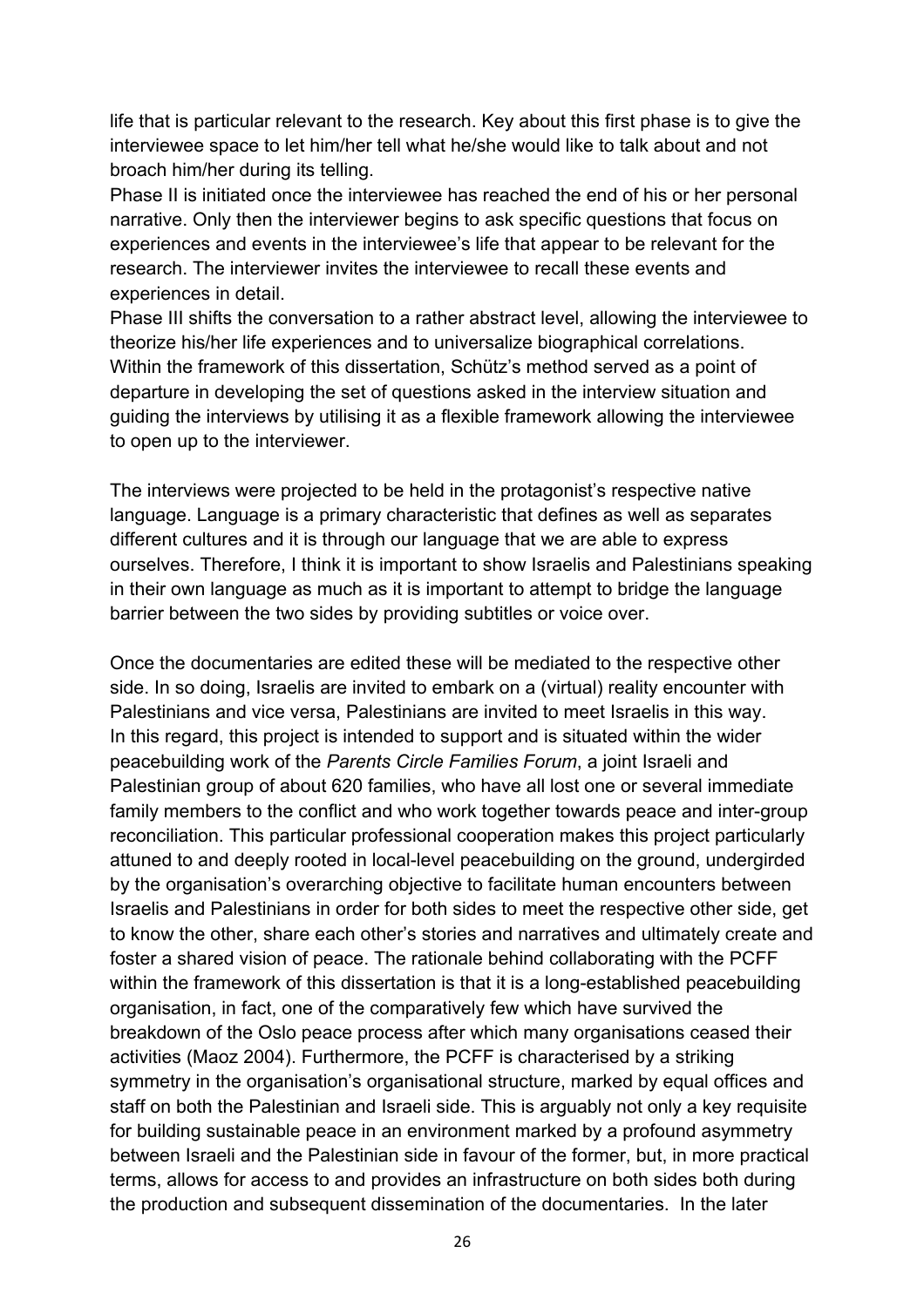life that is particular relevant to the research. Key about this first phase is to give the interviewee space to let him/her tell what he/she would like to talk about and not broach him/her during its telling.
Phase II is initiated once the interviewee has reached the end of his or her personal narrative. Only then the interviewer begins to ask specific questions that focus on experiences and events in the interviewee's life that appear to be relevant for the research. The interviewer invites the interviewee to recall these events and experiences in detail.
Phase III shifts the conversation to a rather abstract level, allowing the interviewee to theorize his/her life experiences and to universalize biographical correlations.
Within the framework of this dissertation, Schütz's method served as a point of departure in developing the set of questions asked in the interview situation and guiding the interviews by utilising it as a flexible framework allowing the interviewee to open up to the interviewer.

The interviews were projected to be held in the protagonist's respective native language. Language is a primary characteristic that defines as well as separates different cultures and it is through our language that we are able to express ourselves. Therefore, I think it is important to show Israelis and Palestinians speaking in their own language as much as it is important to attempt to bridge the language barrier between the two sides by providing subtitles or voice over.

Once the documentaries are edited these will be mediated to the respective other side. In so doing, Israelis are invited to embark on a (virtual) reality encounter with Palestinians and vice versa, Palestinians are invited to meet Israelis in this way.
In this regard, this project is intended to support and is situated within the wider peacebuilding work of the *Parents Circle Families Forum*, a joint Israeli and Palestinian group of about 620 families, who have all lost one or several immediate family members to the conflict and who work together towards peace and inter-group reconciliation. This particular professional cooperation makes this project particularly attuned to and deeply rooted in local-level peacebuilding on the ground, undergirded by the organisation's overarching objective to facilitate human encounters between Israelis and Palestinians in order for both sides to meet the respective other side, get to know the other, share each other's stories and narratives and ultimately create and foster a shared vision of peace. The rationale behind collaborating with the PCFF within the framework of this dissertation is that it is a long-established peacebuilding organisation, in fact, one of the comparatively few which have survived the breakdown of the Oslo peace process after which many organisations ceased their activities (Maoz 2004). Furthermore, the PCFF is characterised by a striking symmetry in the organisation's organisational structure, marked by equal offices and staff on both the Palestinian and Israeli side. This is arguably not only a key requisite for building sustainable peace in an environment marked by a profound asymmetry between Israeli and the Palestinian side in favour of the former, but, in more practical terms, allows for access to and provides an infrastructure on both sides both during the production and subsequent dissemination of the documentaries. In the later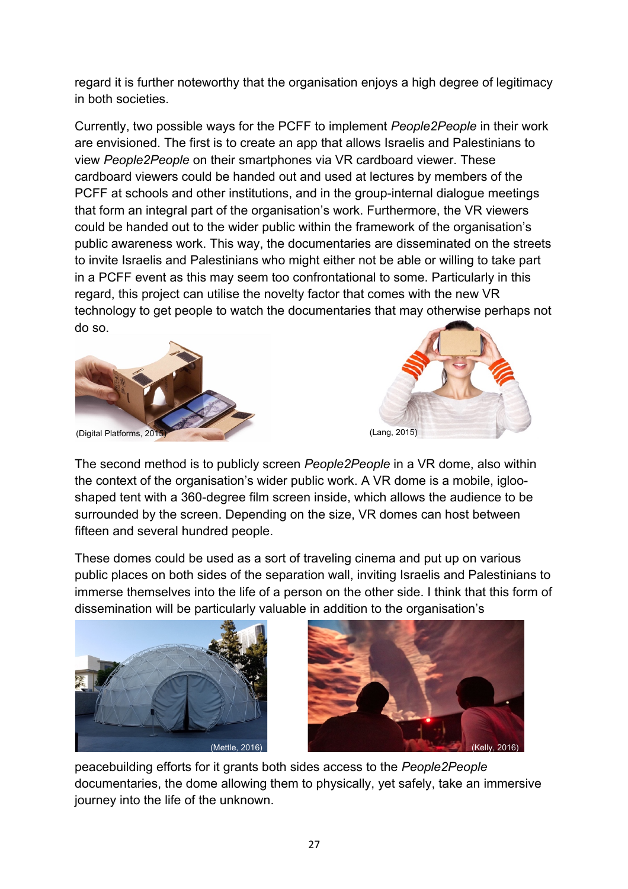regard it is further noteworthy that the organisation enjoys a high degree of legitimacy in both societies.

Currently, two possible ways for the PCFF to implement *People2People* in their work are envisioned. The first is to create an app that allows Israelis and Palestinians to view *People2People* on their smartphones via VR cardboard viewer. These cardboard viewers could be handed out and used at lectures by members of the PCFF at schools and other institutions, and in the group-internal dialogue meetings that form an integral part of the organisation's work. Furthermore, the VR viewers could be handed out to the wider public within the framework of the organisation's public awareness work. This way, the documentaries are disseminated on the streets to invite Israelis and Palestinians who might either not be able or willing to take part in a PCFF event as this may seem too confrontational to some. Particularly in this regard, this project can utilise the novelty factor that comes with the new VR technology to get people to watch the documentaries that may otherwise perhaps not do so.

(Digital Platforms, 2015)

(Lang, 2015)

The second method is to publicly screen *People2People* in a VR dome, also within the context of the organisation's wider public work. A VR dome is a mobile, igloo-shaped tent with a 360-degree film screen inside, which allows the audience to be surrounded by the screen. Depending on the size, VR domes can host between fifteen and several hundred people.

These domes could be used as a sort of traveling cinema and put up on various public places on both sides of the separation wall, inviting Israelis and Palestinians to immerse themselves into the life of a person on the other side. I think that this form of dissemination will be particularly valuable in addition to the organisation's

(Mettle, 2016)

(Kelly, 2016)

peacebuilding efforts for it grants both sides access to the *People2People* documentaries, the dome allowing them to physically, yet safely, take an immersive journey into the life of the unknown.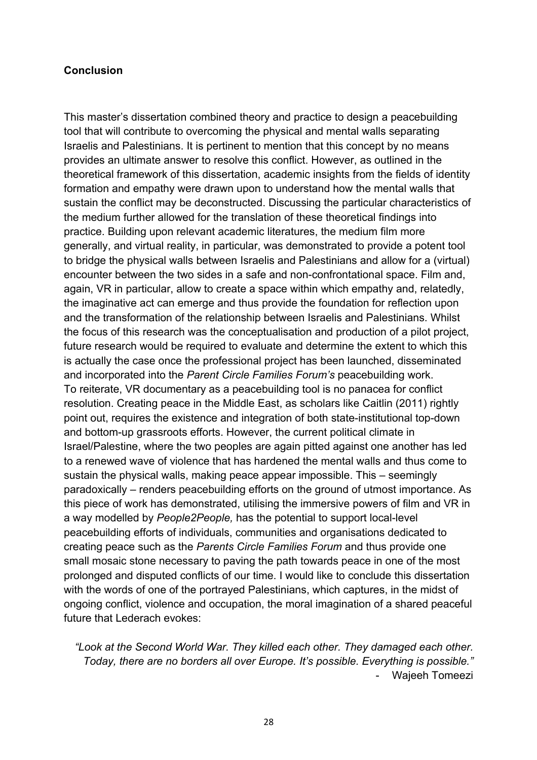## Conclusion

This master's dissertation combined theory and practice to design a peacebuilding tool that will contribute to overcoming the physical and mental walls separating Israelis and Palestinians. It is pertinent to mention that this concept by no means provides an ultimate answer to resolve this conflict. However, as outlined in the theoretical framework of this dissertation, academic insights from the fields of identity formation and empathy were drawn upon to understand how the mental walls that sustain the conflict may be deconstructed. Discussing the particular characteristics of the medium further allowed for the translation of these theoretical findings into practice. Building upon relevant academic literatures, the medium film more generally, and virtual reality, in particular, was demonstrated to provide a potent tool to bridge the physical walls between Israelis and Palestinians and allow for a (virtual) encounter between the two sides in a safe and non-confrontational space. Film and, again, VR in particular, allow to create a space within which empathy and, relatedly, the imaginative act can emerge and thus provide the foundation for reflection upon and the transformation of the relationship between Israelis and Palestinians. Whilst the focus of this research was the conceptualisation and production of a pilot project, future research would be required to evaluate and determine the extent to which this is actually the case once the professional project has been launched, disseminated and incorporated into the *Parent Circle Families Forum's* peacebuilding work.
To reiterate, VR documentary as a peacebuilding tool is no panacea for conflict resolution. Creating peace in the Middle East, as scholars like Caitlin (2011) rightly point out, requires the existence and integration of both state-institutional top-down and bottom-up grassroots efforts. However, the current political climate in Israel/Palestine, where the two peoples are again pitted against one another has led to a renewed wave of violence that has hardened the mental walls and thus come to sustain the physical walls, making peace appear impossible. This – seemingly paradoxically – renders peacebuilding efforts on the ground of utmost importance. As this piece of work has demonstrated, utilising the immersive powers of film and VR in a way modelled by *People2People,* has the potential to support local-level peacebuilding efforts of individuals, communities and organisations dedicated to creating peace such as the *Parents Circle Families Forum* and thus provide one small mosaic stone necessary to paving the path towards peace in one of the most prolonged and disputed conflicts of our time. I would like to conclude this dissertation with the words of one of the portrayed Palestinians, which captures, in the midst of ongoing conflict, violence and occupation, the moral imagination of a shared peaceful future that Lederach evokes:

> *"Look at the Second World War. They killed each other. They damaged each other. Today, there are no borders all over Europe. It's possible. Everything is possible."*
>
> \- Wajeeh Tomeezi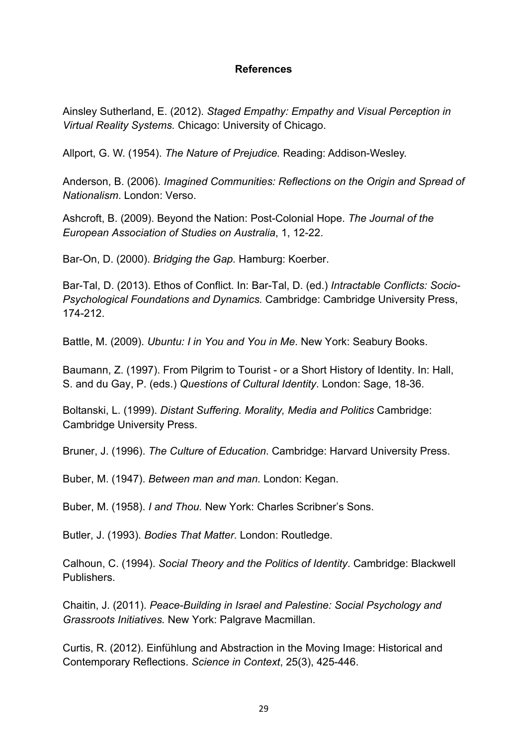## References

Ainsley Sutherland, E. (2012). *Staged Empathy: Empathy and Visual Perception in Virtual Reality Systems.* Chicago: University of Chicago.

Allport, G. W. (1954). *The Nature of Prejudice.* Reading: Addison-Wesley.

Anderson, B. (2006). *Imagined Communities: Reflections on the Origin and Spread of Nationalism*. London: Verso.

Ashcroft, B. (2009). Beyond the Nation: Post-Colonial Hope. *The Journal of the European Association of Studies on Australia*, 1, 12-22.

Bar-On, D. (2000). *Bridging the Gap.* Hamburg: Koerber.

Bar-Tal, D. (2013). Ethos of Conflict. In: Bar-Tal, D. (ed.) *Intractable Conflicts: Socio-Psychological Foundations and Dynamics.* Cambridge: Cambridge University Press, 174-212.

Battle, M. (2009). *Ubuntu: I in You and You in Me*. New York: Seabury Books.

Baumann, Z. (1997). From Pilgrim to Tourist - or a Short History of Identity. In: Hall, S. and du Gay, P. (eds.) *Questions of Cultural Identity*. London: Sage, 18-36.

Boltanski, L. (1999). *Distant Suffering. Morality, Media and Politics* Cambridge: Cambridge University Press.

Bruner, J. (1996). *The Culture of Education*. Cambridge: Harvard University Press.

Buber, M. (1947). *Between man and man.* London: Kegan.

Buber, M. (1958). *I and Thou.* New York: Charles Scribner's Sons.

Butler, J. (1993). *Bodies That Matter*. London: Routledge.

Calhoun, C. (1994). *Social Theory and the Politics of Identity*. Cambridge: Blackwell Publishers.

Chaitin, J. (2011). *Peace-Building in Israel and Palestine: Social Psychology and Grassroots Initiatives.* New York: Palgrave Macmillan.

Curtis, R. (2012). Einfühlung and Abstraction in the Moving Image: Historical and Contemporary Reflections. *Science in Context*, 25(3), 425-446.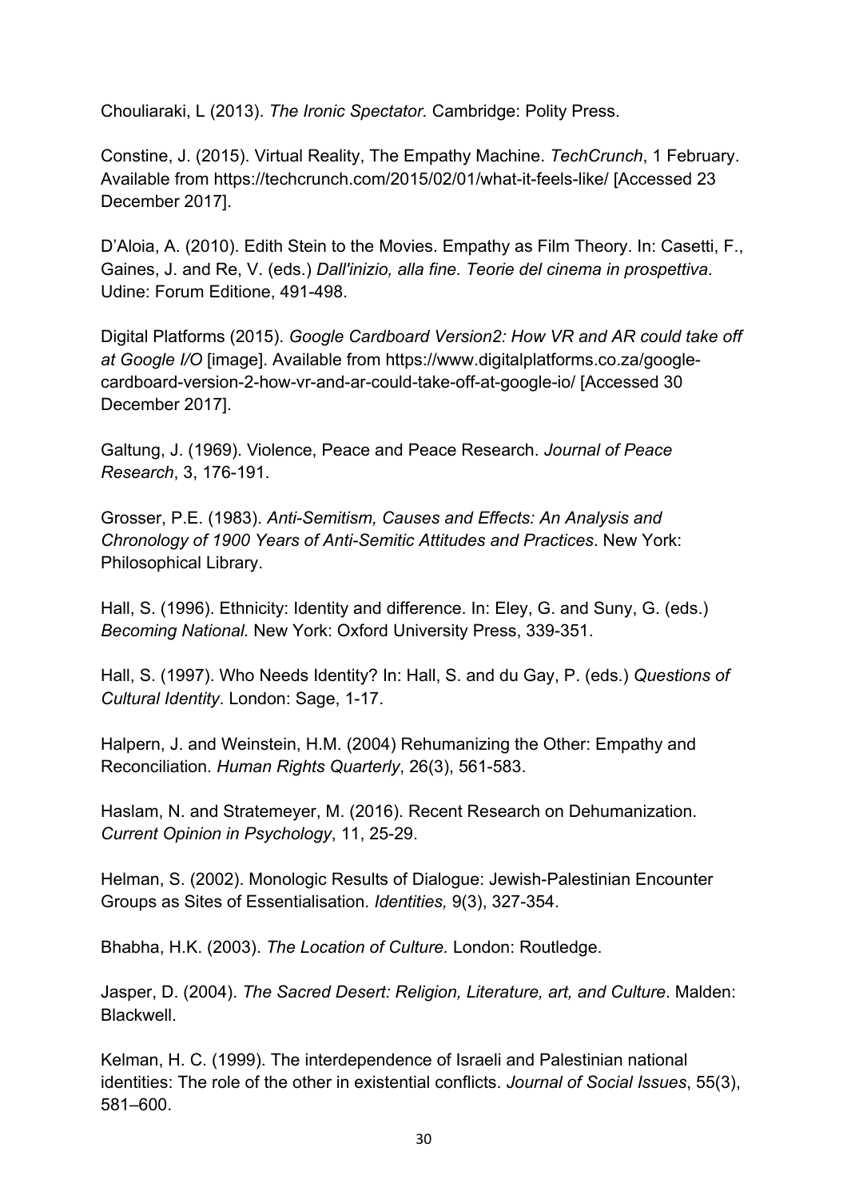Chouliaraki, L (2013). *The Ironic Spectator.* Cambridge: Polity Press.

Constine, J. (2015). Virtual Reality, The Empathy Machine. *TechCrunch*, 1 February. Available from https://techcrunch.com/2015/02/01/what-it-feels-like/ [Accessed 23 December 2017].

D'Aloia, A. (2010). Edith Stein to the Movies. Empathy as Film Theory. In: Casetti, F., Gaines, J. and Re, V. (eds.) *Dall'inizio, alla fine. Teorie del cinema in prospettiva*. Udine: Forum Editione, 491-498.

Digital Platforms (2015). *Google Cardboard Version2: How VR and AR could take off at Google I/O* [image]. Available from https://www.digitalplatforms.co.za/google-cardboard-version-2-how-vr-and-ar-could-take-off-at-google-io/ [Accessed 30 December 2017].

Galtung, J. (1969). Violence, Peace and Peace Research. *Journal of Peace Research*, 3, 176-191.

Grosser, P.E. (1983). *Anti-Semitism, Causes and Effects: An Analysis and Chronology of 1900 Years of Anti-Semitic Attitudes and Practices*. New York: Philosophical Library.

Hall, S. (1996). Ethnicity: Identity and difference. In: Eley, G. and Suny, G. (eds.) *Becoming National.* New York: Oxford University Press, 339-351.

Hall, S. (1997). Who Needs Identity? In: Hall, S. and du Gay, P. (eds.) *Questions of Cultural Identity*. London: Sage, 1-17.

Halpern, J. and Weinstein, H.M. (2004) Rehumanizing the Other: Empathy and Reconciliation. *Human Rights Quarterly*, 26(3), 561-583.

Haslam, N. and Stratemeyer, M. (2016). Recent Research on Dehumanization. *Current Opinion in Psychology*, 11, 25-29.

Helman, S. (2002). Monologic Results of Dialogue: Jewish-Palestinian Encounter Groups as Sites of Essentialisation. *Identities,* 9(3), 327-354.

Bhabha, H.K. (2003). *The Location of Culture.* London: Routledge.

Jasper, D. (2004). *The Sacred Desert: Religion, Literature, art, and Culture*. Malden: Blackwell.

Kelman, H. C. (1999). The interdependence of Israeli and Palestinian national identities: The role of the other in existential conflicts. *Journal of Social Issues*, 55(3), 581–600.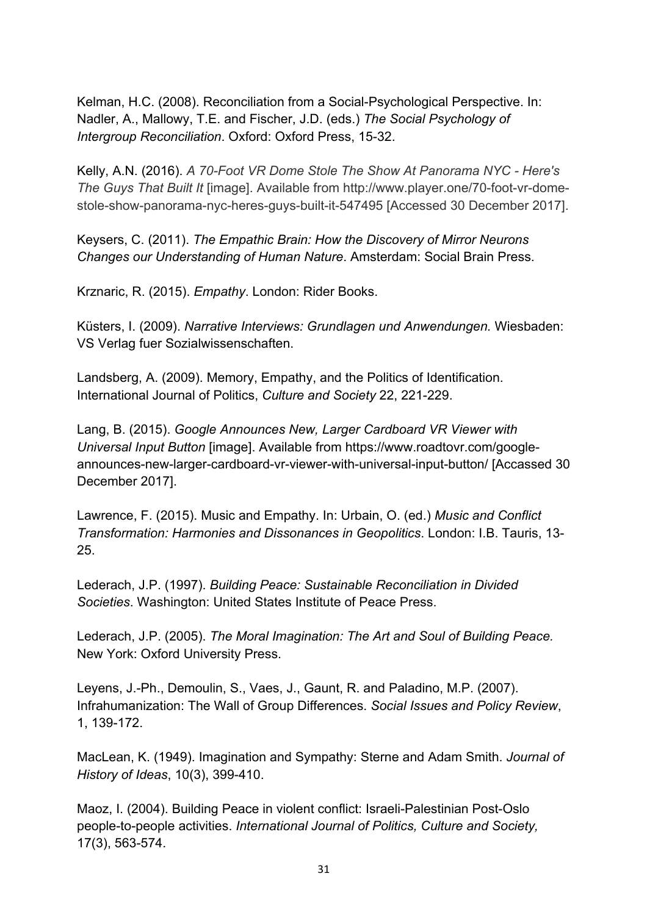Kelman, H.C. (2008). Reconciliation from a Social-Psychological Perspective. In: Nadler, A., Mallowy, T.E. and Fischer, J.D. (eds.) *The Social Psychology of Intergroup Reconciliation*. Oxford: Oxford Press, 15-32.

Kelly, A.N. (2016). *A 70-Foot VR Dome Stole The Show At Panorama NYC - Here's The Guys That Built It* [image]. Available from http://www.player.one/70-foot-vr-dome-stole-show-panorama-nyc-heres-guys-built-it-547495 [Accessed 30 December 2017].

Keysers, C. (2011). *The Empathic Brain: How the Discovery of Mirror Neurons Changes our Understanding of Human Nature*. Amsterdam: Social Brain Press.

Krznaric, R. (2015). *Empathy*. London: Rider Books.

Küsters, I. (2009). *Narrative Interviews: Grundlagen und Anwendungen.* Wiesbaden: VS Verlag fuer Sozialwissenschaften.

Landsberg, A. (2009). Memory, Empathy, and the Politics of Identification. International Journal of Politics, *Culture and Society* 22, 221-229.

Lang, B. (2015). *Google Announces New, Larger Cardboard VR Viewer with Universal Input Button* [image]. Available from https://www.roadtovr.com/google-announces-new-larger-cardboard-vr-viewer-with-universal-input-button/ [Accassed 30 December 2017].

Lawrence, F. (2015). Music and Empathy. In: Urbain, O. (ed.) *Music and Conflict Transformation: Harmonies and Dissonances in Geopolitics*. London: I.B. Tauris, 13-25.

Lederach, J.P. (1997). *Building Peace: Sustainable Reconciliation in Divided Societies*. Washington: United States Institute of Peace Press.

Lederach, J.P. (2005). *The Moral Imagination: The Art and Soul of Building Peace.* New York: Oxford University Press.

Leyens, J.-Ph., Demoulin, S., Vaes, J., Gaunt, R. and Paladino, M.P. (2007). Infrahumanization: The Wall of Group Differences. *Social Issues and Policy Review*, 1, 139-172.

MacLean, K. (1949). Imagination and Sympathy: Sterne and Adam Smith. *Journal of History of Ideas*, 10(3), 399-410.

Maoz, I. (2004). Building Peace in violent conflict: Israeli-Palestinian Post-Oslo people-to-people activities. *International Journal of Politics, Culture and Society,* 17(3), 563-574.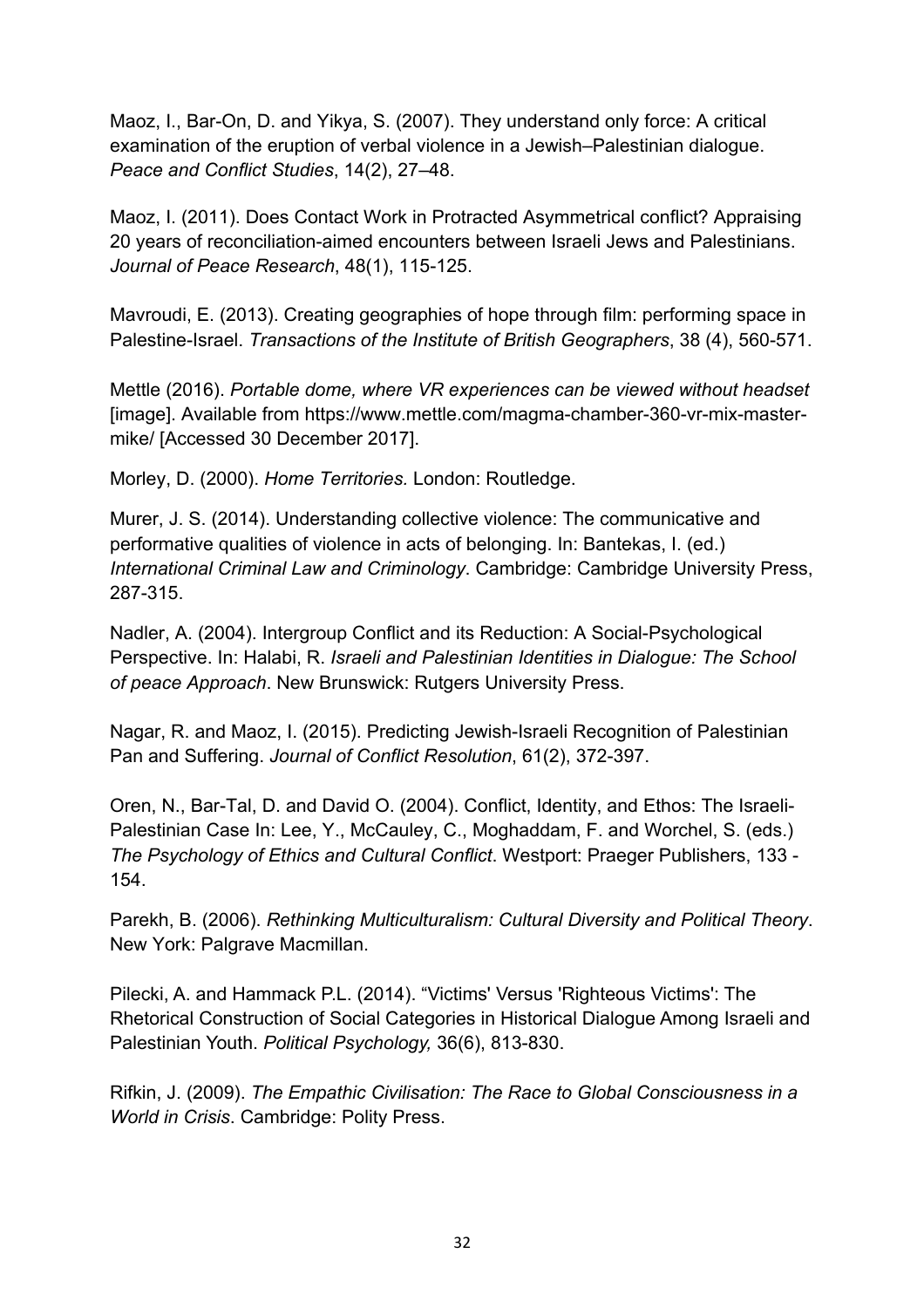Maoz, I., Bar-On, D. and Yikya, S. (2007). They understand only force: A critical examination of the eruption of verbal violence in a Jewish–Palestinian dialogue. *Peace and Conflict Studies*, 14(2), 27–48.

Maoz, I. (2011). Does Contact Work in Protracted Asymmetrical conflict? Appraising 20 years of reconciliation-aimed encounters between Israeli Jews and Palestinians. *Journal of Peace Research*, 48(1), 115-125.

Mavroudi, E. (2013). Creating geographies of hope through film: performing space in Palestine-Israel. *Transactions of the Institute of British Geographers*, 38 (4), 560-571.

Mettle (2016). *Portable dome, where VR experiences can be viewed without headset* [image]. Available from https://www.mettle.com/magma-chamber-360-vr-mix-master-mike/ [Accessed 30 December 2017].

Morley, D. (2000). *Home Territories.* London: Routledge.

Murer, J. S. (2014). Understanding collective violence: The communicative and performative qualities of violence in acts of belonging. In: Bantekas, I. (ed.) *International Criminal Law and Criminology*. Cambridge: Cambridge University Press, 287-315.

Nadler, A. (2004). Intergroup Conflict and its Reduction: A Social-Psychological Perspective. In: Halabi, R. *Israeli and Palestinian Identities in Dialogue: The School of peace Approach*. New Brunswick: Rutgers University Press.

Nagar, R. and Maoz, I. (2015). Predicting Jewish-Israeli Recognition of Palestinian Pan and Suffering. *Journal of Conflict Resolution*, 61(2), 372-397.

Oren, N., Bar-Tal, D. and David O. (2004). Conflict, Identity, and Ethos: The Israeli-Palestinian Case In: Lee, Y., McCauley, C., Moghaddam, F. and Worchel, S. (eds.) *The Psychology of Ethics and Cultural Conflict*. Westport: Praeger Publishers, 133 - 154.

Parekh, B. (2006). *Rethinking Multiculturalism: Cultural Diversity and Political Theory*. New York: Palgrave Macmillan.

Pilecki, A. and Hammack P.L. (2014). "Victims' Versus 'Righteous Victims': The Rhetorical Construction of Social Categories in Historical Dialogue Among Israeli and Palestinian Youth. *Political Psychology,* 36(6), 813-830.

Rifkin, J. (2009). *The Empathic Civilisation: The Race to Global Consciousness in a World in Crisis*. Cambridge: Polity Press.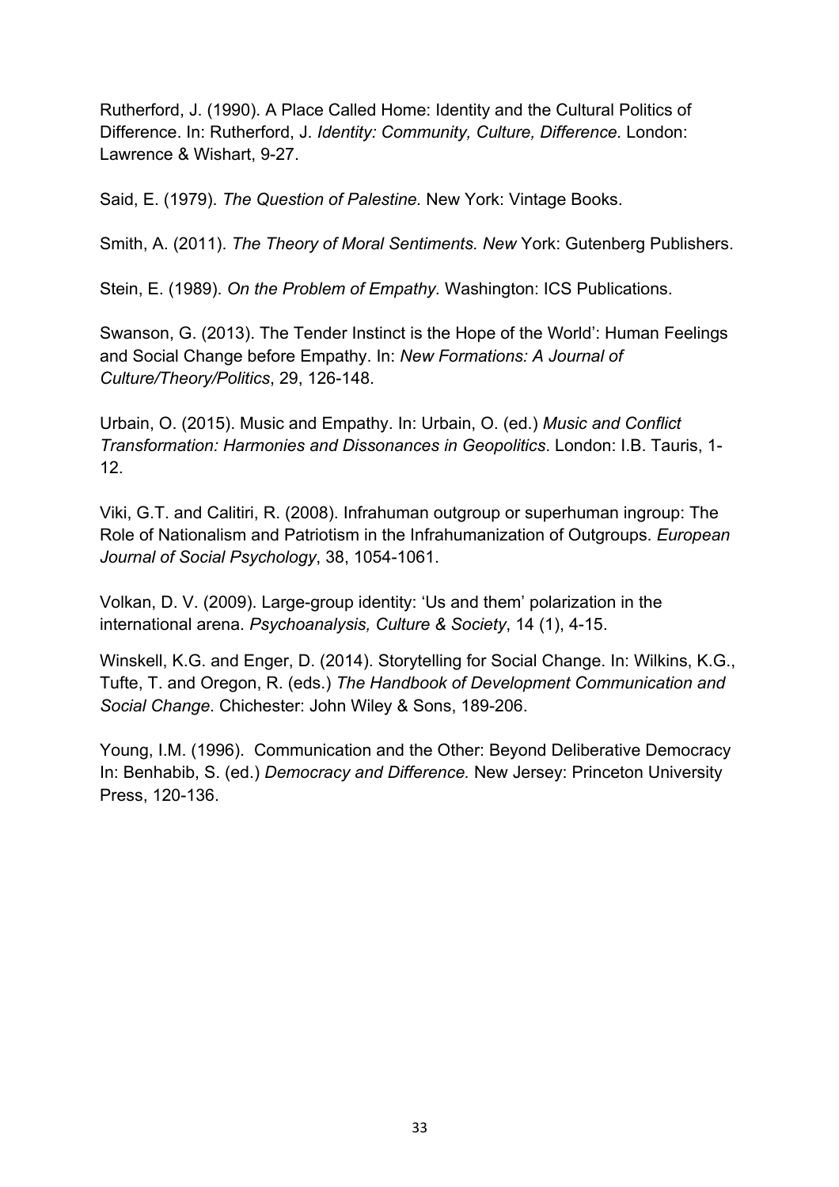Rutherford, J. (1990). A Place Called Home: Identity and the Cultural Politics of Difference. In: Rutherford, J. *Identity: Community, Culture, Difference.* London: Lawrence & Wishart, 9-27.

Said, E. (1979). *The Question of Palestine.* New York: Vintage Books.

Smith, A. (2011). *The Theory of Moral Sentiments. New* York: Gutenberg Publishers.

Stein, E. (1989). *On the Problem of Empathy.* Washington: ICS Publications.

Swanson, G. (2013). The Tender Instinct is the Hope of the World': Human Feelings and Social Change before Empathy. In: *New Formations: A Journal of Culture/Theory/Politics*, 29, 126-148.

Urbain, O. (2015). Music and Empathy. In: Urbain, O. (ed.) *Music and Conflict Transformation: Harmonies and Dissonances in Geopolitics*. London: I.B. Tauris, 1-12.

Viki, G.T. and Calitiri, R. (2008). Infrahuman outgroup or superhuman ingroup: The Role of Nationalism and Patriotism in the Infrahumanization of Outgroups. *European Journal of Social Psychology*, 38, 1054-1061.

Volkan, D. V. (2009). Large-group identity: 'Us and them' polarization in the international arena. *Psychoanalysis, Culture & Society*, 14 (1), 4-15.

Winskell, K.G. and Enger, D. (2014). Storytelling for Social Change. In: Wilkins, K.G., Tufte, T. and Oregon, R. (eds.) *The Handbook of Development Communication and Social Change*. Chichester: John Wiley & Sons, 189-206.

Young, I.M. (1996). Communication and the Other: Beyond Deliberative Democracy In: Benhabib, S. (ed.) *Democracy and Difference.* New Jersey: Princeton University Press, 120-136.